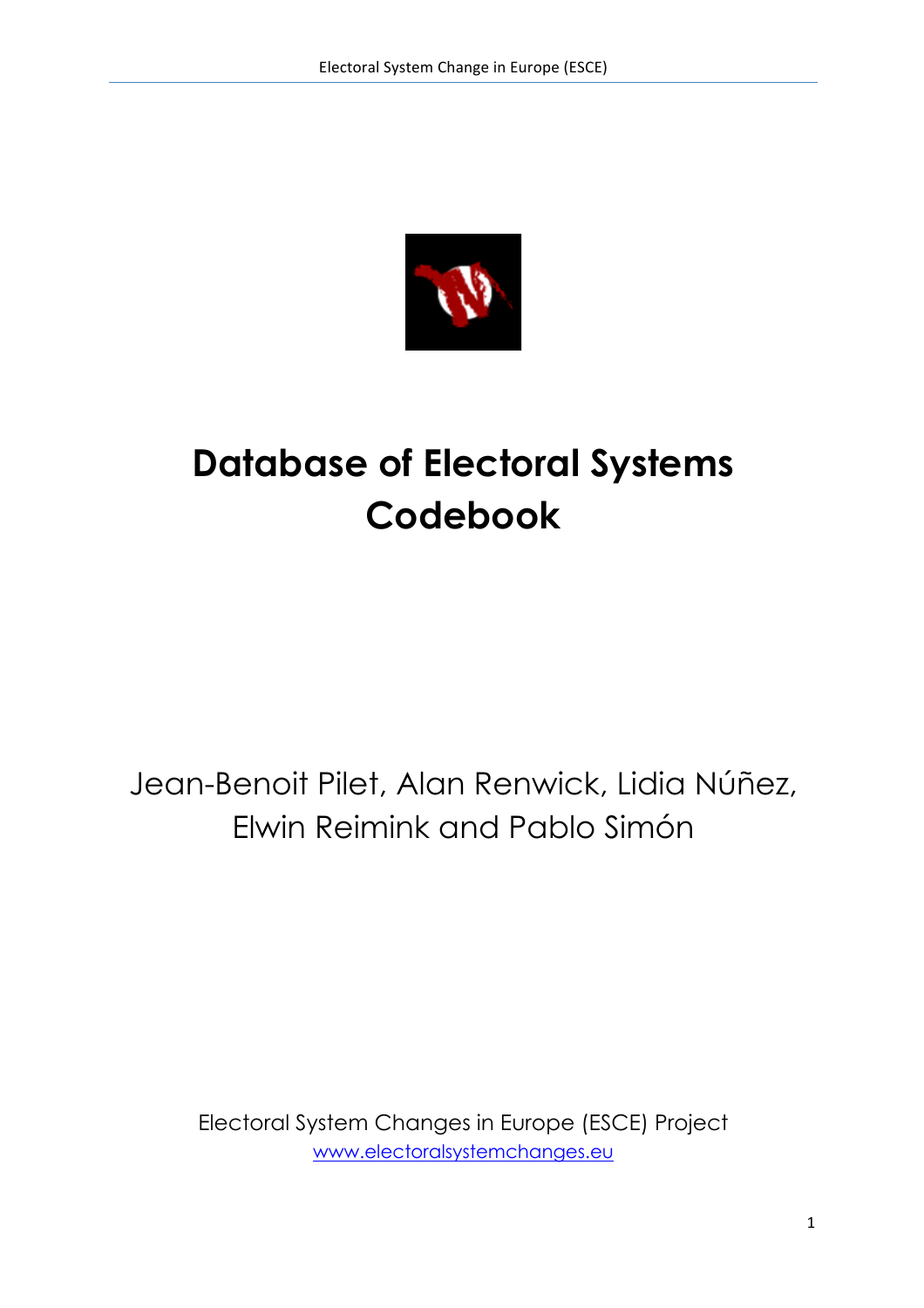# Database of Electoral Systems Codebook

Jean-Benoit Pilet, Alan Renwick, Lidia Núñez, Elwin Reimink and Pablo Simón

Electoral System Changes in Europe (ESCE) Project
www.electoralsystemchanges.eu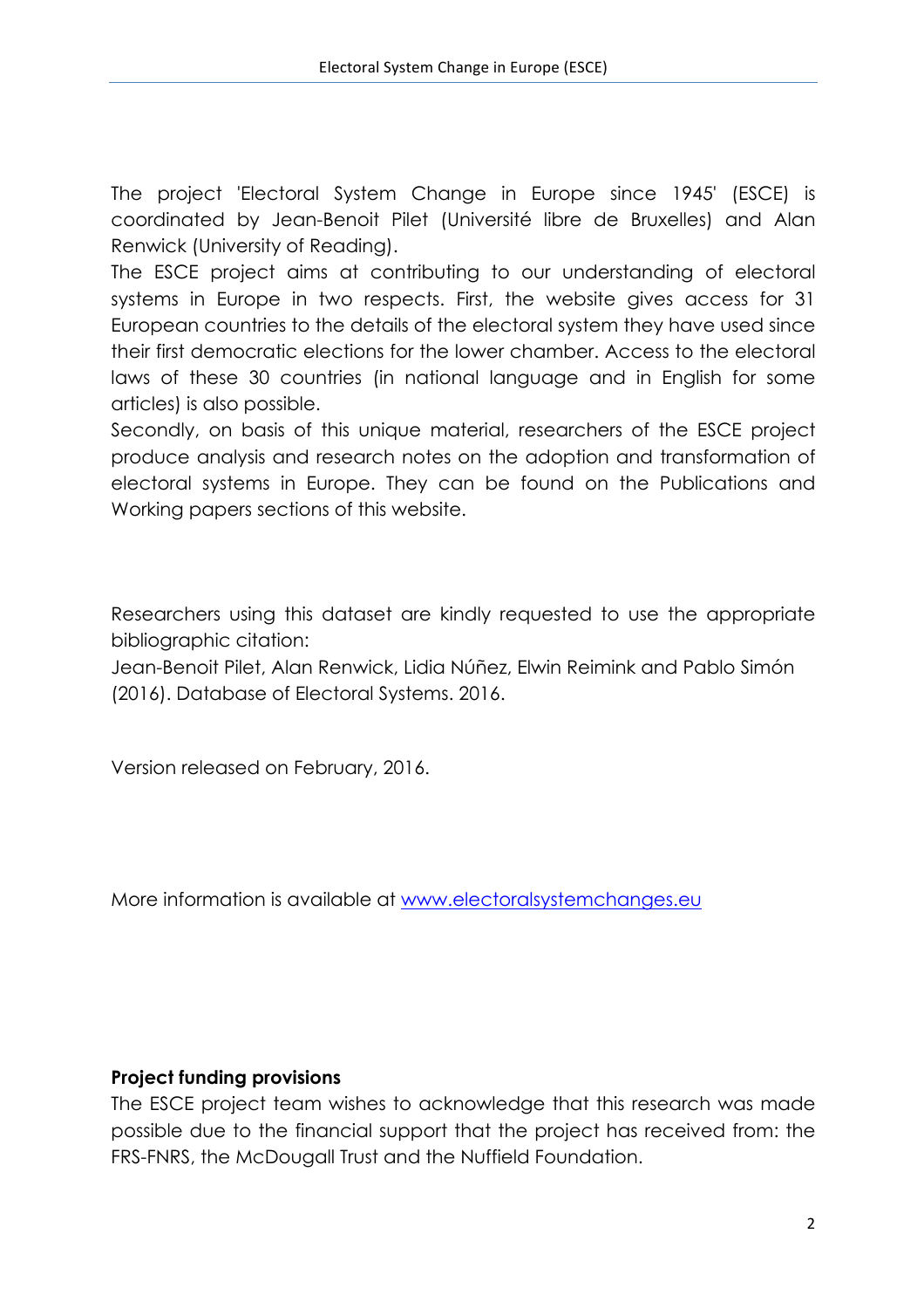The project 'Electoral System Change in Europe since 1945' (ESCE) is coordinated by Jean-Benoit Pilet (Université libre de Bruxelles) and Alan Renwick (University of Reading).

The ESCE project aims at contributing to our understanding of electoral systems in Europe in two respects. First, the website gives access for 31 European countries to the details of the electoral system they have used since their first democratic elections for the lower chamber. Access to the electoral laws of these 30 countries (in national language and in English for some articles) is also possible.

Secondly, on basis of this unique material, researchers of the ESCE project produce analysis and research notes on the adoption and transformation of electoral systems in Europe. They can be found on the Publications and Working papers sections of this website.

Researchers using this dataset are kindly requested to use the appropriate bibliographic citation:

Jean-Benoit Pilet, Alan Renwick, Lidia Núñez, Elwin Reimink and Pablo Simón (2016). Database of Electoral Systems. 2016.

Version released on February, 2016.

More information is available at [www.electoralsystemchanges.eu](http://www.electoralsystemchanges.eu)

**Project funding provisions**

The ESCE project team wishes to acknowledge that this research was made possible due to the financial support that the project has received from: the FRS-FNRS, the McDougall Trust and the Nuffield Foundation.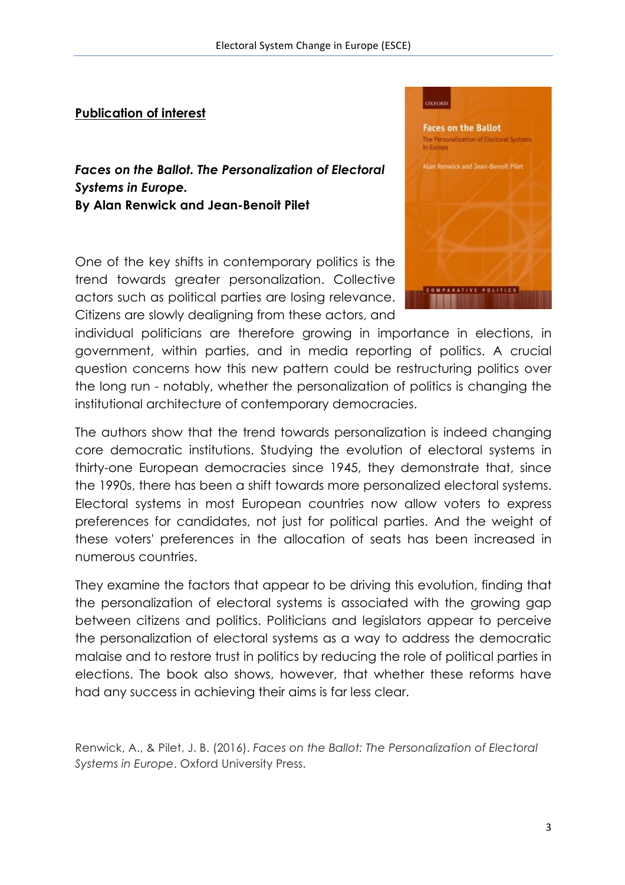**Publication of interest**

***Faces on the Ballot. The Personalization of Electoral Systems in Europe.***
**By Alan Renwick and Jean-Benoit Pilet**

One of the key shifts in contemporary politics is the trend towards greater personalization. Collective actors such as political parties are losing relevance. Citizens are slowly dealigning from these actors, and individual politicians are therefore growing in importance in elections, in government, within parties, and in media reporting of politics. A crucial question concerns how this new pattern could be restructuring politics over the long run - notably, whether the personalization of politics is changing the institutional architecture of contemporary democracies.

The authors show that the trend towards personalization is indeed changing core democratic institutions. Studying the evolution of electoral systems in thirty-one European democracies since 1945, they demonstrate that, since the 1990s, there has been a shift towards more personalized electoral systems. Electoral systems in most European countries now allow voters to express preferences for candidates, not just for political parties. And the weight of these voters' preferences in the allocation of seats has been increased in numerous countries.

They examine the factors that appear to be driving this evolution, finding that the personalization of electoral systems is associated with the growing gap between citizens and politics. Politicians and legislators appear to perceive the personalization of electoral systems as a way to address the democratic malaise and to restore trust in politics by reducing the role of political parties in elections. The book also shows, however, that whether these reforms have had any success in achieving their aims is far less clear.

Renwick, A., & Pilet, J. B. (2016). *Faces on the Ballot: The Personalization of Electoral Systems in Europe*. Oxford University Press.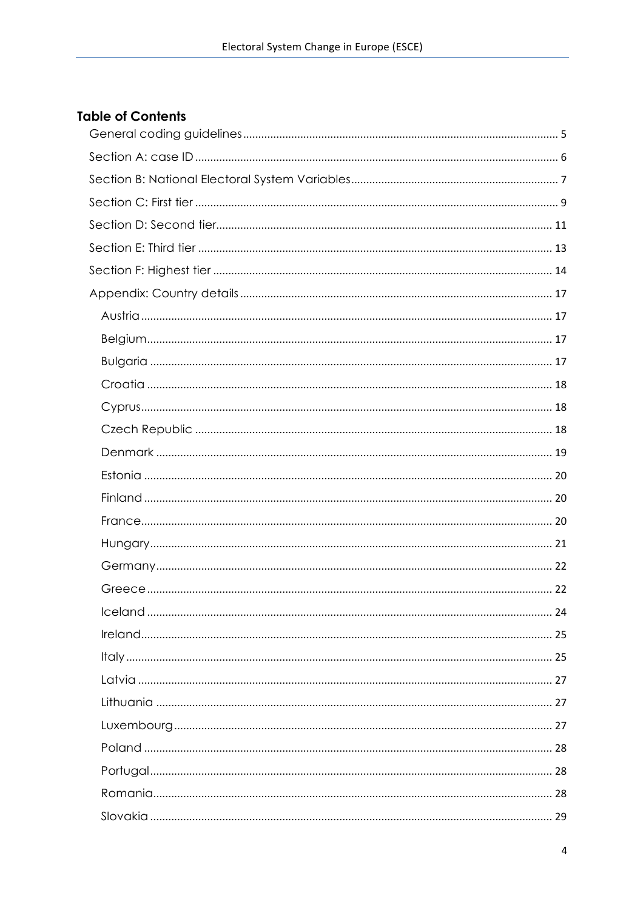## Table of Contents

- General coding guidelines ........ 5
- Section A: case ID ........ 6
- Section B: National Electoral System Variables ........ 7
- Section C: First tier ........ 9
- Section D: Second tier ........ 11
- Section E: Third tier ........ 13
- Section F: Highest tier ........ 14
- Appendix: Country details ........ 17
  - Austria ........ 17
  - Belgium ........ 17
  - Bulgaria ........ 17
  - Croatia ........ 18
  - Cyprus ........ 18
  - Czech Republic ........ 18
  - Denmark ........ 19
  - Estonia ........ 20
  - Finland ........ 20
  - France ........ 20
  - Hungary ........ 21
  - Germany ........ 22
  - Greece ........ 22
  - Iceland ........ 24
  - Ireland ........ 25
  - Italy ........ 25
  - Latvia ........ 27
  - Lithuania ........ 27
  - Luxembourg ........ 27
  - Poland ........ 28
  - Portugal ........ 28
  - Romania ........ 28
  - Slovakia ........ 29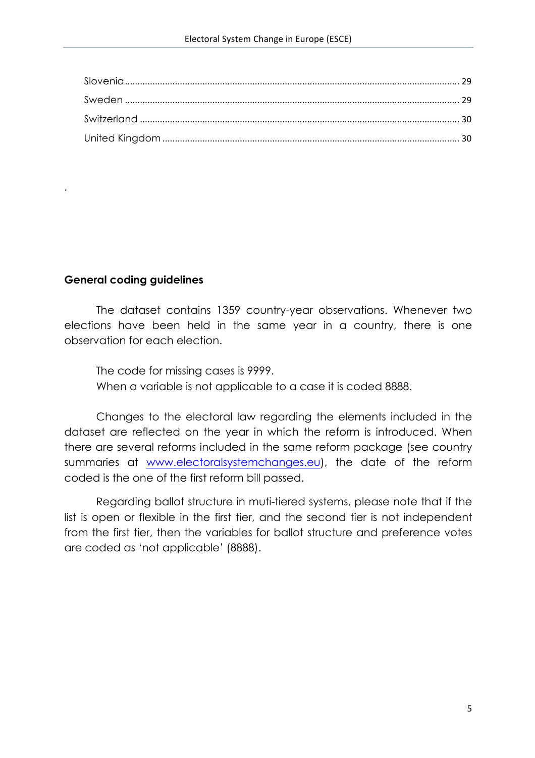Slovenia ........................................................................................................................ 29
Sweden ........................................................................................................................ 29
Switzerland ................................................................................................................... 30
United Kingdom ........................................................................................................... 30

.

**General coding guidelines**

The dataset contains 1359 country-year observations. Whenever two elections have been held in the same year in a country, there is one observation for each election.

The code for missing cases is 9999.
When a variable is not applicable to a case it is coded 8888.

Changes to the electoral law regarding the elements included in the dataset are reflected on the year in which the reform is introduced. When there are several reforms included in the same reform package (see country summaries at [www.electoralsystemchanges.eu](http://www.electoralsystemchanges.eu)), the date of the reform coded is the one of the first reform bill passed.

Regarding ballot structure in muti-tiered systems, please note that if the list is open or flexible in the first tier, and the second tier is not independent from the first tier, then the variables for ballot structure and preference votes are coded as 'not applicable' (8888).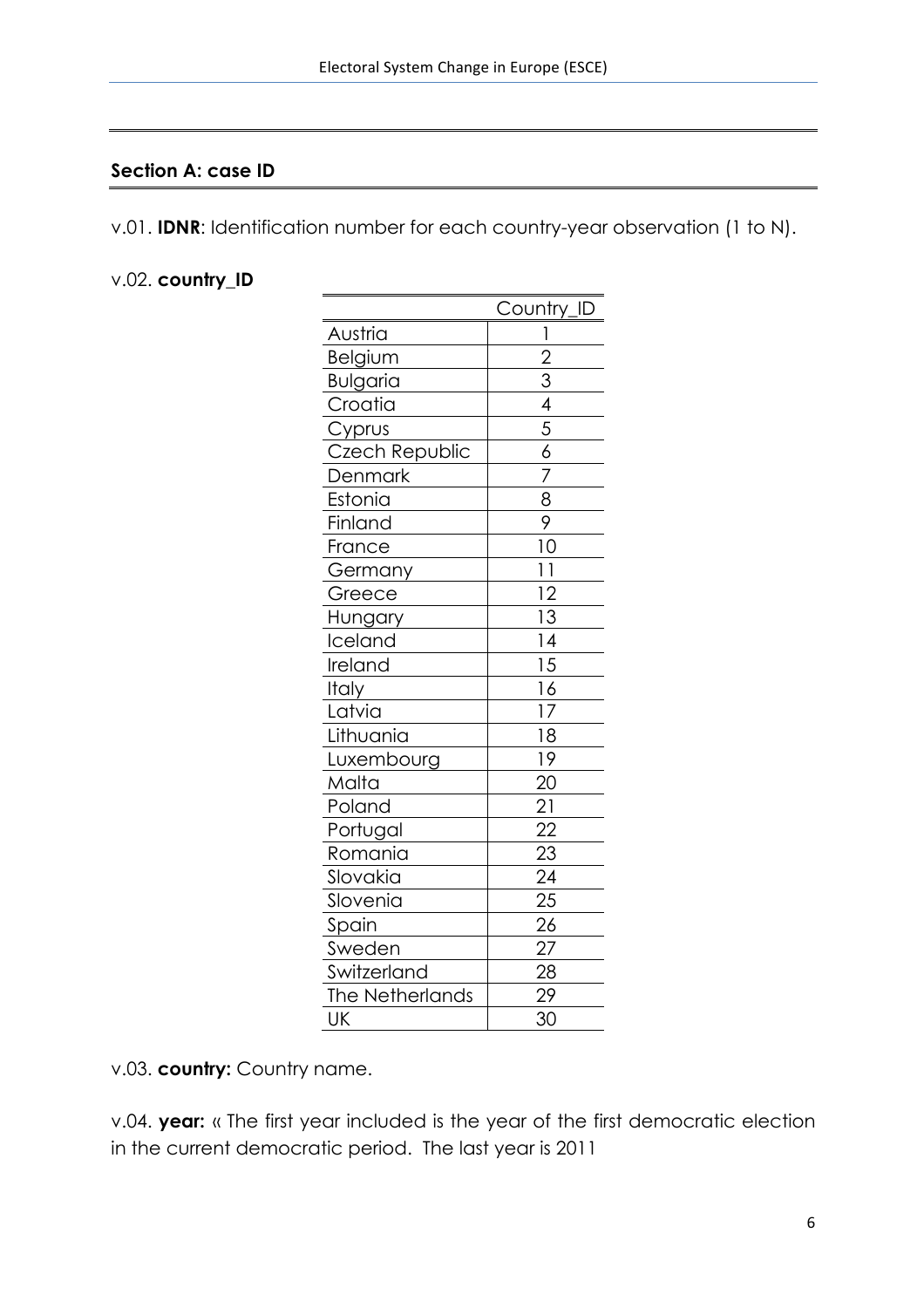## Section A: case ID

v.01. **IDNR**: Identification number for each country-year observation (1 to N).

v.02. **country_ID**

| | Country_ID |
|---|---|
| Austria | 1 |
| Belgium | 2 |
| Bulgaria | 3 |
| Croatia | 4 |
| Cyprus | 5 |
| Czech Republic | 6 |
| Denmark | 7 |
| Estonia | 8 |
| Finland | 9 |
| France | 10 |
| Germany | 11 |
| Greece | 12 |
| Hungary | 13 |
| Iceland | 14 |
| Ireland | 15 |
| Italy | 16 |
| Latvia | 17 |
| Lithuania | 18 |
| Luxembourg | 19 |
| Malta | 20 |
| Poland | 21 |
| Portugal | 22 |
| Romania | 23 |
| Slovakia | 24 |
| Slovenia | 25 |
| Spain | 26 |
| Sweden | 27 |
| Switzerland | 28 |
| The Netherlands | 29 |
| UK | 30 |

v.03. **country:** Country name.

v.04. **year:** « The first year included is the year of the first democratic election in the current democratic period. The last year is 2011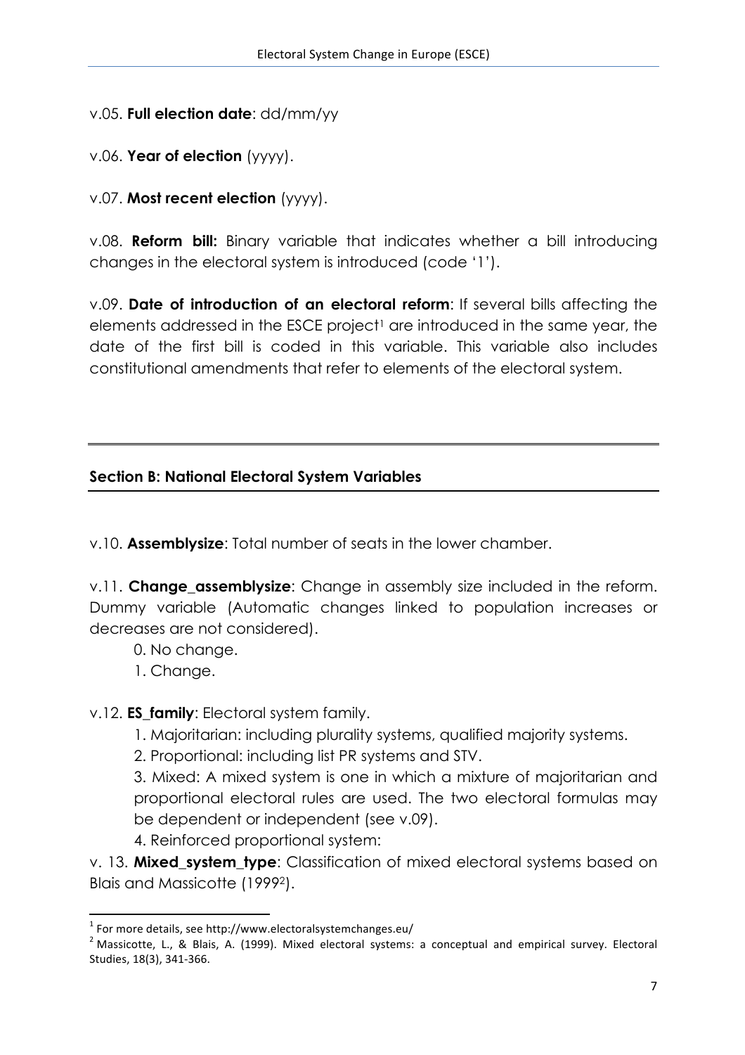v.05. **Full election date**: dd/mm/yy

v.06. **Year of election** (yyyy).

v.07. **Most recent election** (yyyy).

v.08. **Reform bill:** Binary variable that indicates whether a bill introducing changes in the electoral system is introduced (code '1').

v.09. **Date of introduction of an electoral reform**: If several bills affecting the elements addressed in the ESCE project[1] are introduced in the same year, the date of the first bill is coded in this variable. This variable also includes constitutional amendments that refer to elements of the electoral system.

---

## Section B: National Electoral System Variables

---

v.10. **Assemblysize**: Total number of seats in the lower chamber.

v.11. **Change_assemblysize**: Change in assembly size included in the reform. Dummy variable (Automatic changes linked to population increases or decreases are not considered).

0. No change.
1. Change.

v.12. **ES_family**: Electoral system family.

1. Majoritarian: including plurality systems, qualified majority systems.
2. Proportional: including list PR systems and STV.
3. Mixed: A mixed system is one in which a mixture of majoritarian and proportional electoral rules are used. The two electoral formulas may be dependent or independent (see v.09).
4. Reinforced proportional system:

v. 13. **Mixed_system_type**: Classification of mixed electoral systems based on Blais and Massicotte (1999[2]).

---

[1] For more details, see http://www.electoralsystemchanges.eu/

[2] Massicotte, L., & Blais, A. (1999). Mixed electoral systems: a conceptual and empirical survey. Electoral Studies, 18(3), 341-366.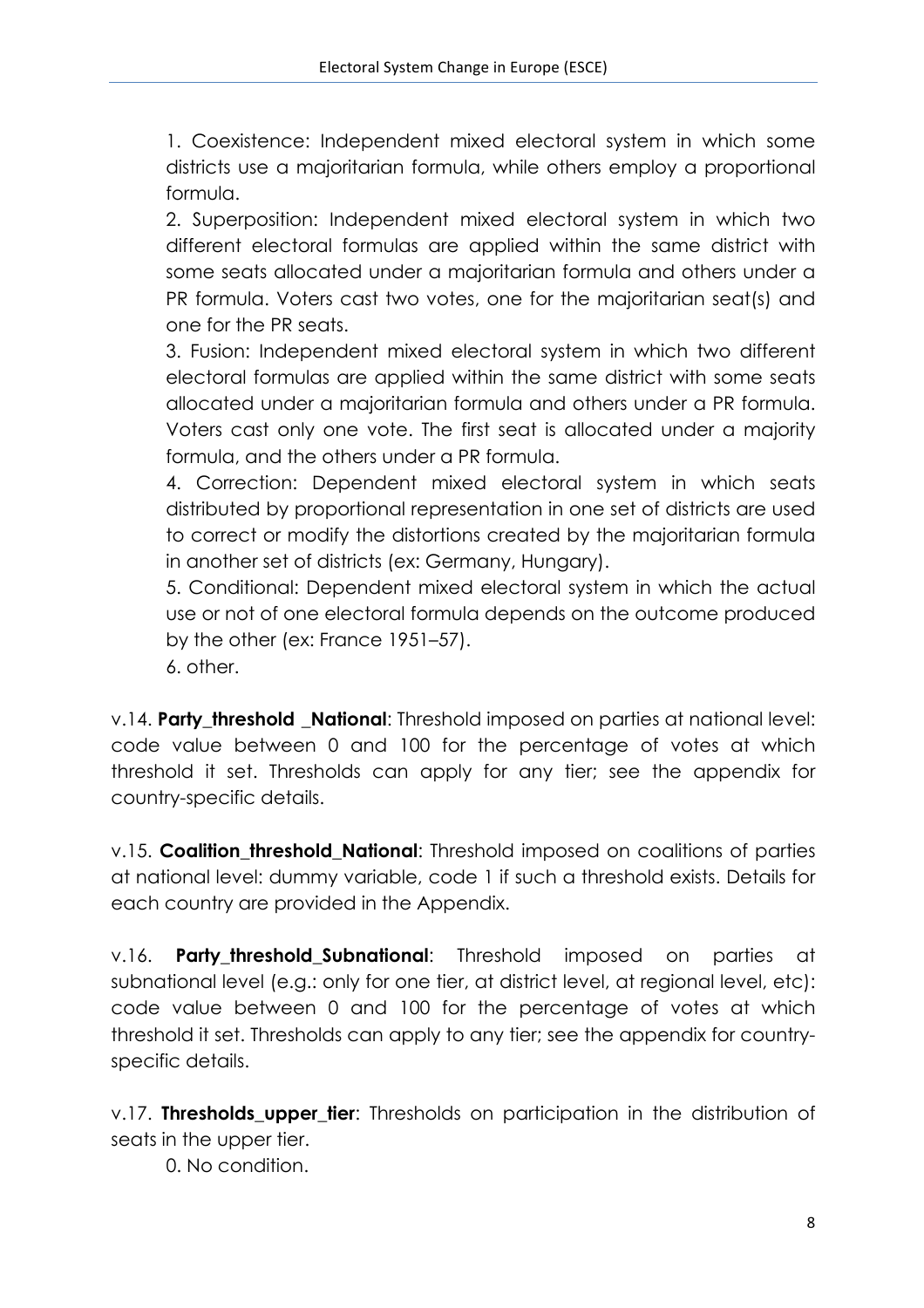1. Coexistence: Independent mixed electoral system in which some districts use a majoritarian formula, while others employ a proportional formula.
2. Superposition: Independent mixed electoral system in which two different electoral formulas are applied within the same district with some seats allocated under a majoritarian formula and others under a PR formula. Voters cast two votes, one for the majoritarian seat(s) and one for the PR seats.
3. Fusion: Independent mixed electoral system in which two different electoral formulas are applied within the same district with some seats allocated under a majoritarian formula and others under a PR formula. Voters cast only one vote. The first seat is allocated under a majority formula, and the others under a PR formula.
4. Correction: Dependent mixed electoral system in which seats distributed by proportional representation in one set of districts are used to correct or modify the distortions created by the majoritarian formula in another set of districts (ex: Germany, Hungary).
5. Conditional: Dependent mixed electoral system in which the actual use or not of one electoral formula depends on the outcome produced by the other (ex: France 1951–57).
6. other.

v.14. **Party_threshold _National**: Threshold imposed on parties at national level: code value between 0 and 100 for the percentage of votes at which threshold it set. Thresholds can apply for any tier; see the appendix for country-specific details.

v.15. **Coalition_threshold_National**: Threshold imposed on coalitions of parties at national level: dummy variable, code 1 if such a threshold exists. Details for each country are provided in the Appendix.

v.16. **Party_threshold_Subnational**: Threshold imposed on parties at subnational level (e.g.: only for one tier, at district level, at regional level, etc): code value between 0 and 100 for the percentage of votes at which threshold it set. Thresholds can apply to any tier; see the appendix for country-specific details.

v.17. **Thresholds_upper_tier**: Thresholds on participation in the distribution of seats in the upper tier.

0. No condition.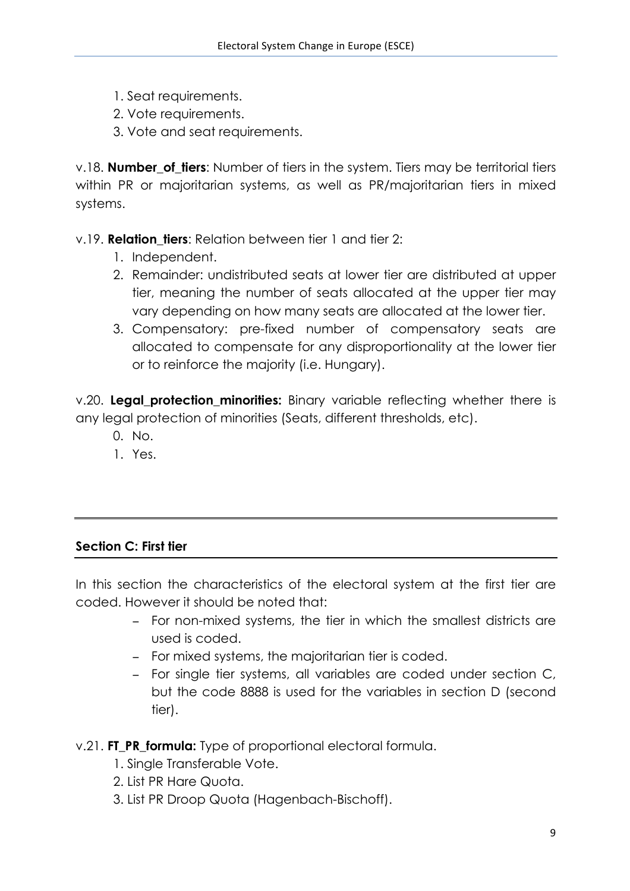1. Seat requirements.
2. Vote requirements.
3. Vote and seat requirements.

v.18. **Number_of_tiers**: Number of tiers in the system. Tiers may be territorial tiers within PR or majoritarian systems, as well as PR/majoritarian tiers in mixed systems.

v.19. **Relation_tiers**: Relation between tier 1 and tier 2:

1. Independent.
2. Remainder: undistributed seats at lower tier are distributed at upper tier, meaning the number of seats allocated at the upper tier may vary depending on how many seats are allocated at the lower tier.
3. Compensatory: pre-fixed number of compensatory seats are allocated to compensate for any disproportionality at the lower tier or to reinforce the majority (i.e. Hungary).

v.20. **Legal_protection_minorities:** Binary variable reflecting whether there is any legal protection of minorities (Seats, different thresholds, etc).

0. No.
1. Yes.

---

### Section C: First tier

In this section the characteristics of the electoral system at the first tier are coded. However it should be noted that:

- For non-mixed systems, the tier in which the smallest districts are used is coded.
- For mixed systems, the majoritarian tier is coded.
- For single tier systems, all variables are coded under section C, but the code 8888 is used for the variables in section D (second tier).

v.21. **FT_PR_formula:** Type of proportional electoral formula.

1. Single Transferable Vote.
2. List PR Hare Quota.
3. List PR Droop Quota (Hagenbach-Bischoff).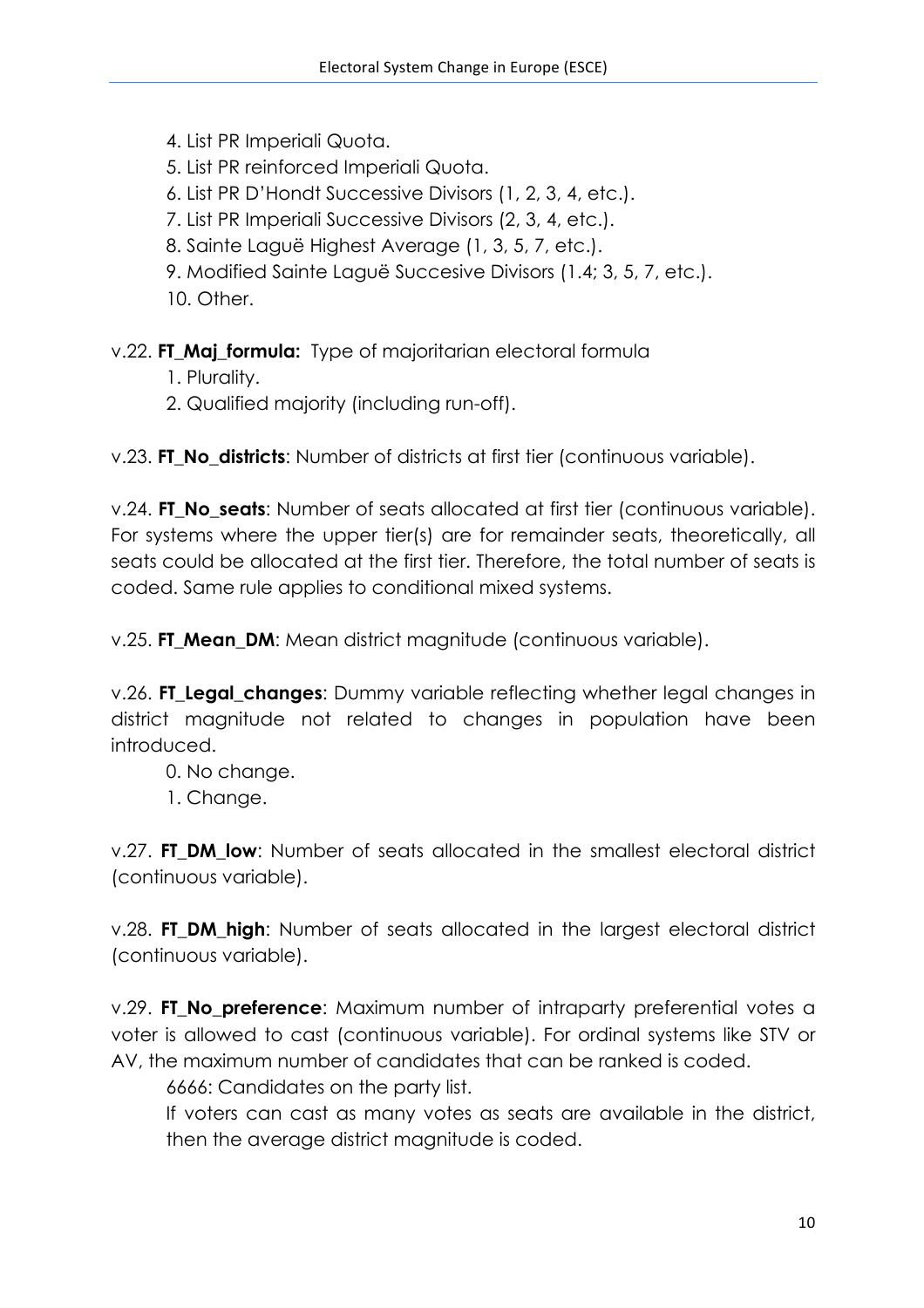4. List PR Imperiali Quota.
5. List PR reinforced Imperiali Quota.
6. List PR D'Hondt Successive Divisors (1, 2, 3, 4, etc.).
7. List PR Imperiali Successive Divisors (2, 3, 4, etc.).
8. Sainte Laguë Highest Average (1, 3, 5, 7, etc.).
9. Modified Sainte Laguë Succesive Divisors (1.4; 3, 5, 7, etc.).
10. Other.

v.22. **FT_Maj_formula:** Type of majoritarian electoral formula

1. Plurality.
2. Qualified majority (including run-off).

v.23. **FT_No_districts**: Number of districts at first tier (continuous variable).

v.24. **FT_No_seats**: Number of seats allocated at first tier (continuous variable). For systems where the upper tier(s) are for remainder seats, theoretically, all seats could be allocated at the first tier. Therefore, the total number of seats is coded. Same rule applies to conditional mixed systems.

v.25. **FT_Mean_DM**: Mean district magnitude (continuous variable).

v.26. **FT_Legal_changes**: Dummy variable reflecting whether legal changes in district magnitude not related to changes in population have been introduced.

0. No change.
1. Change.

v.27. **FT_DM_low**: Number of seats allocated in the smallest electoral district (continuous variable).

v.28. **FT_DM_high**: Number of seats allocated in the largest electoral district (continuous variable).

v.29. **FT_No_preference**: Maximum number of intraparty preferential votes a voter is allowed to cast (continuous variable). For ordinal systems like STV or AV, the maximum number of candidates that can be ranked is coded.

6666: Candidates on the party list.

If voters can cast as many votes as seats are available in the district, then the average district magnitude is coded.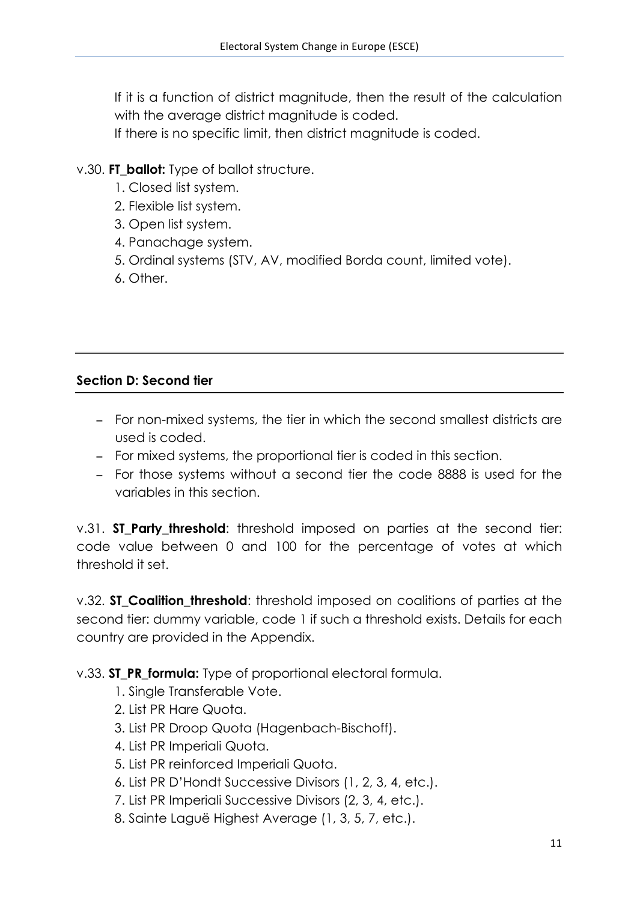If it is a function of district magnitude, then the result of the calculation with the average district magnitude is coded.
If there is no specific limit, then district magnitude is coded.

v.30. **FT_ballot:** Type of ballot structure.

1. Closed list system.
2. Flexible list system.
3. Open list system.
4. Panachage system.
5. Ordinal systems (STV, AV, modified Borda count, limited vote).
6. Other.

---

## Section D: Second tier

- For non-mixed systems, the tier in which the second smallest districts are used is coded.
- For mixed systems, the proportional tier is coded in this section.
- For those systems without a second tier the code 8888 is used for the variables in this section.

v.31. **ST_Party_threshold**: threshold imposed on parties at the second tier: code value between 0 and 100 for the percentage of votes at which threshold it set.

v.32. **ST_Coalition_threshold**: threshold imposed on coalitions of parties at the second tier: dummy variable, code 1 if such a threshold exists. Details for each country are provided in the Appendix.

v.33. **ST_PR_formula:** Type of proportional electoral formula.

1. Single Transferable Vote.
2. List PR Hare Quota.
3. List PR Droop Quota (Hagenbach-Bischoff).
4. List PR Imperiali Quota.
5. List PR reinforced Imperiali Quota.
6. List PR D'Hondt Successive Divisors (1, 2, 3, 4, etc.).
7. List PR Imperiali Successive Divisors (2, 3, 4, etc.).
8. Sainte Laguë Highest Average (1, 3, 5, 7, etc.).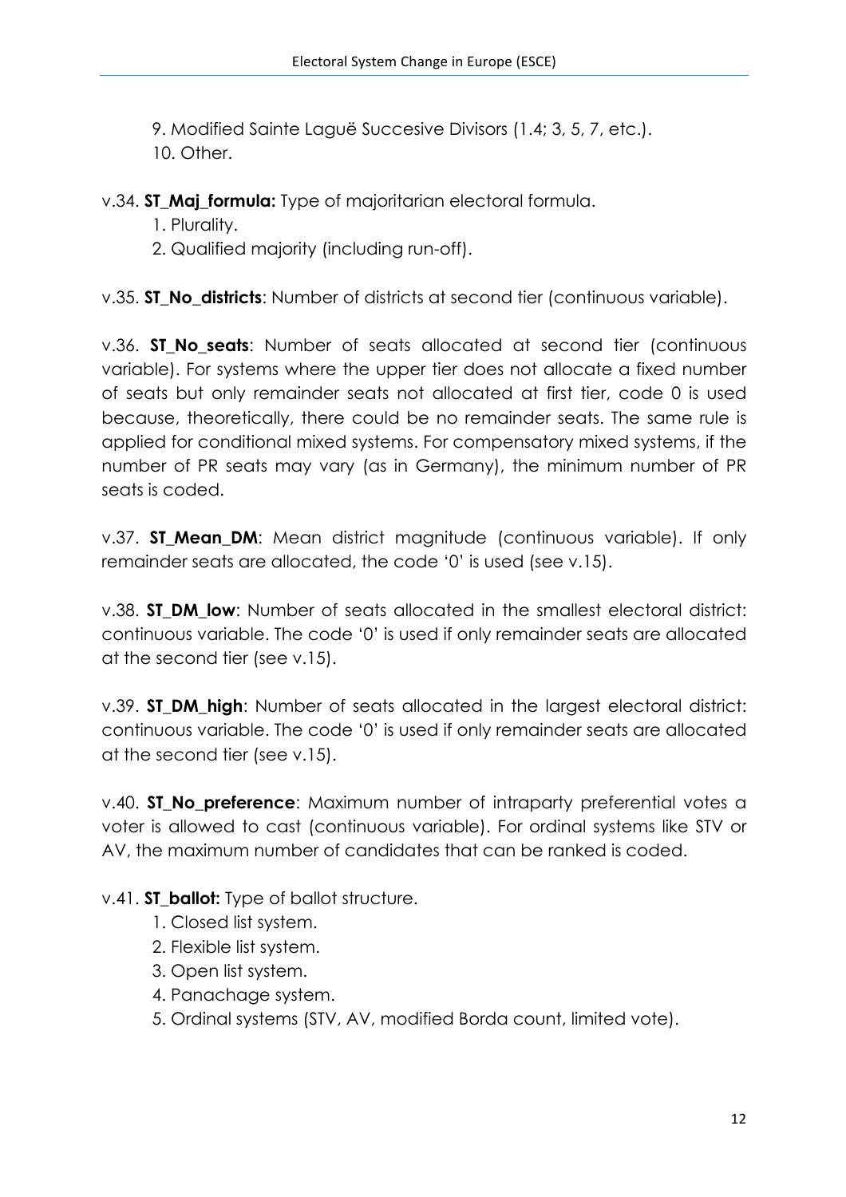9. Modified Sainte Laguë Succesive Divisors (1.4; 3, 5, 7, etc.).
10. Other.

v.34. **ST_Maj_formula:** Type of majoritarian electoral formula.

1. Plurality.
2. Qualified majority (including run-off).

v.35. **ST_No_districts**: Number of districts at second tier (continuous variable).

v.36. **ST_No_seats**: Number of seats allocated at second tier (continuous variable). For systems where the upper tier does not allocate a fixed number of seats but only remainder seats not allocated at first tier, code 0 is used because, theoretically, there could be no remainder seats. The same rule is applied for conditional mixed systems. For compensatory mixed systems, if the number of PR seats may vary (as in Germany), the minimum number of PR seats is coded.

v.37. **ST_Mean_DM**: Mean district magnitude (continuous variable). If only remainder seats are allocated, the code '0' is used (see v.15).

v.38. **ST_DM_low**: Number of seats allocated in the smallest electoral district: continuous variable. The code '0' is used if only remainder seats are allocated at the second tier (see v.15).

v.39. **ST_DM_high**: Number of seats allocated in the largest electoral district: continuous variable. The code '0' is used if only remainder seats are allocated at the second tier (see v.15).

v.40. **ST_No_preference**: Maximum number of intraparty preferential votes a voter is allowed to cast (continuous variable). For ordinal systems like STV or AV, the maximum number of candidates that can be ranked is coded.

v.41. **ST_ballot:** Type of ballot structure.

1. Closed list system.
2. Flexible list system.
3. Open list system.
4. Panachage system.
5. Ordinal systems (STV, AV, modified Borda count, limited vote).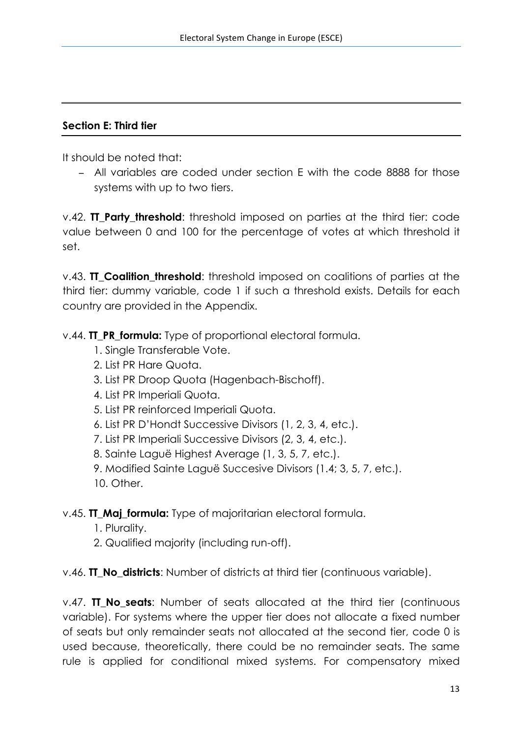## Section E: Third tier

It should be noted that:

- All variables are coded under section E with the code 8888 for those systems with up to two tiers.

v.42. **TT_Party_threshold**: threshold imposed on parties at the third tier: code value between 0 and 100 for the percentage of votes at which threshold it set.

v.43. **TT_Coalition_threshold**: threshold imposed on coalitions of parties at the third tier: dummy variable, code 1 if such a threshold exists. Details for each country are provided in the Appendix.

v.44. **TT_PR_formula:** Type of proportional electoral formula.

1. Single Transferable Vote.
2. List PR Hare Quota.
3. List PR Droop Quota (Hagenbach-Bischoff).
4. List PR Imperiali Quota.
5. List PR reinforced Imperiali Quota.
6. List PR D'Hondt Successive Divisors (1, 2, 3, 4, etc.).
7. List PR Imperiali Successive Divisors (2, 3, 4, etc.).
8. Sainte Laguë Highest Average (1, 3, 5, 7, etc.).
9. Modified Sainte Laguë Succesive Divisors (1.4; 3, 5, 7, etc.).
10. Other.

v.45. **TT_Maj_formula:** Type of majoritarian electoral formula.

1. Plurality.
2. Qualified majority (including run-off).

v.46. **TT_No_districts**: Number of districts at third tier (continuous variable).

v.47. **TT_No_seats**: Number of seats allocated at the third tier (continuous variable). For systems where the upper tier does not allocate a fixed number of seats but only remainder seats not allocated at the second tier, code 0 is used because, theoretically, there could be no remainder seats. The same rule is applied for conditional mixed systems. For compensatory mixed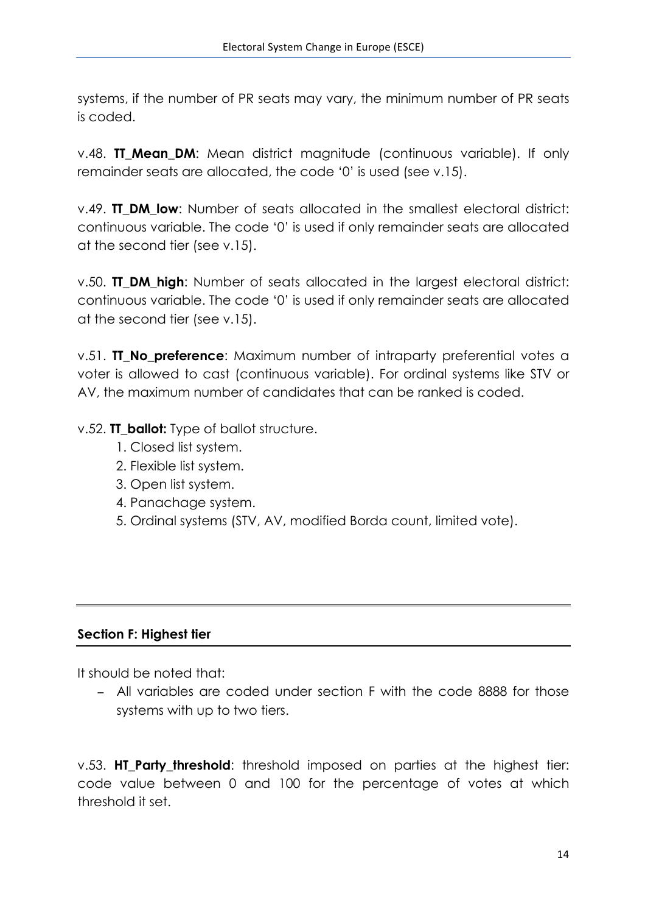systems, if the number of PR seats may vary, the minimum number of PR seats is coded.

v.48. **TT_Mean_DM**: Mean district magnitude (continuous variable). If only remainder seats are allocated, the code '0' is used (see v.15).

v.49. **TT_DM_low**: Number of seats allocated in the smallest electoral district: continuous variable. The code '0' is used if only remainder seats are allocated at the second tier (see v.15).

v.50. **TT_DM_high**: Number of seats allocated in the largest electoral district: continuous variable. The code '0' is used if only remainder seats are allocated at the second tier (see v.15).

v.51. **TT_No_preference**: Maximum number of intraparty preferential votes a voter is allowed to cast (continuous variable). For ordinal systems like STV or AV, the maximum number of candidates that can be ranked is coded.

v.52. **TT_ballot:** Type of ballot structure.

1. Closed list system.
2. Flexible list system.
3. Open list system.
4. Panachage system.
5. Ordinal systems (STV, AV, modified Borda count, limited vote).

---

## Section F: Highest tier

It should be noted that:

- All variables are coded under section F with the code 8888 for those systems with up to two tiers.

v.53. **HT_Party_threshold**: threshold imposed on parties at the highest tier: code value between 0 and 100 for the percentage of votes at which threshold it set.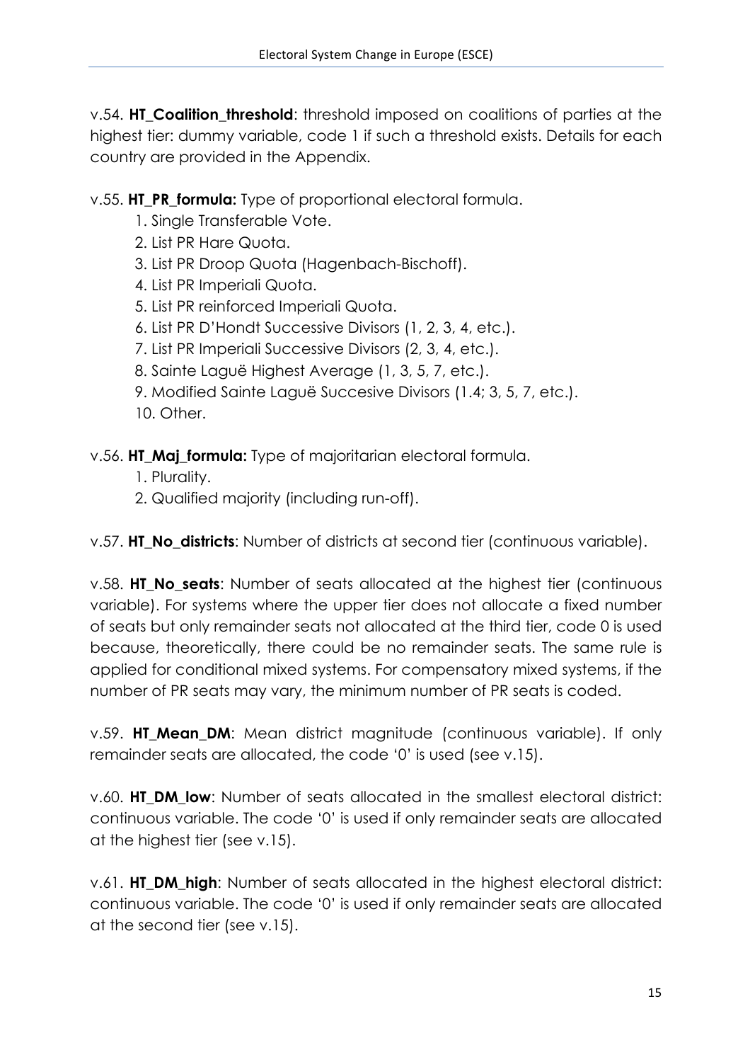v.54. **HT_Coalition_threshold**: threshold imposed on coalitions of parties at the highest tier: dummy variable, code 1 if such a threshold exists. Details for each country are provided in the Appendix.

v.55. **HT_PR_formula:** Type of proportional electoral formula.

1. Single Transferable Vote.
2. List PR Hare Quota.
3. List PR Droop Quota (Hagenbach-Bischoff).
4. List PR Imperiali Quota.
5. List PR reinforced Imperiali Quota.
6. List PR D'Hondt Successive Divisors (1, 2, 3, 4, etc.).
7. List PR Imperiali Successive Divisors (2, 3, 4, etc.).
8. Sainte Laguë Highest Average (1, 3, 5, 7, etc.).
9. Modified Sainte Laguë Succesive Divisors (1.4; 3, 5, 7, etc.).
10. Other.

v.56. **HT_Maj_formula:** Type of majoritarian electoral formula.

1. Plurality.
2. Qualified majority (including run-off).

v.57. **HT_No_districts**: Number of districts at second tier (continuous variable).

v.58. **HT_No_seats**: Number of seats allocated at the highest tier (continuous variable). For systems where the upper tier does not allocate a fixed number of seats but only remainder seats not allocated at the third tier, code 0 is used because, theoretically, there could be no remainder seats. The same rule is applied for conditional mixed systems. For compensatory mixed systems, if the number of PR seats may vary, the minimum number of PR seats is coded.

v.59. **HT_Mean_DM**: Mean district magnitude (continuous variable). If only remainder seats are allocated, the code '0' is used (see v.15).

v.60. **HT_DM_low**: Number of seats allocated in the smallest electoral district: continuous variable. The code '0' is used if only remainder seats are allocated at the highest tier (see v.15).

v.61. **HT_DM_high**: Number of seats allocated in the highest electoral district: continuous variable. The code '0' is used if only remainder seats are allocated at the second tier (see v.15).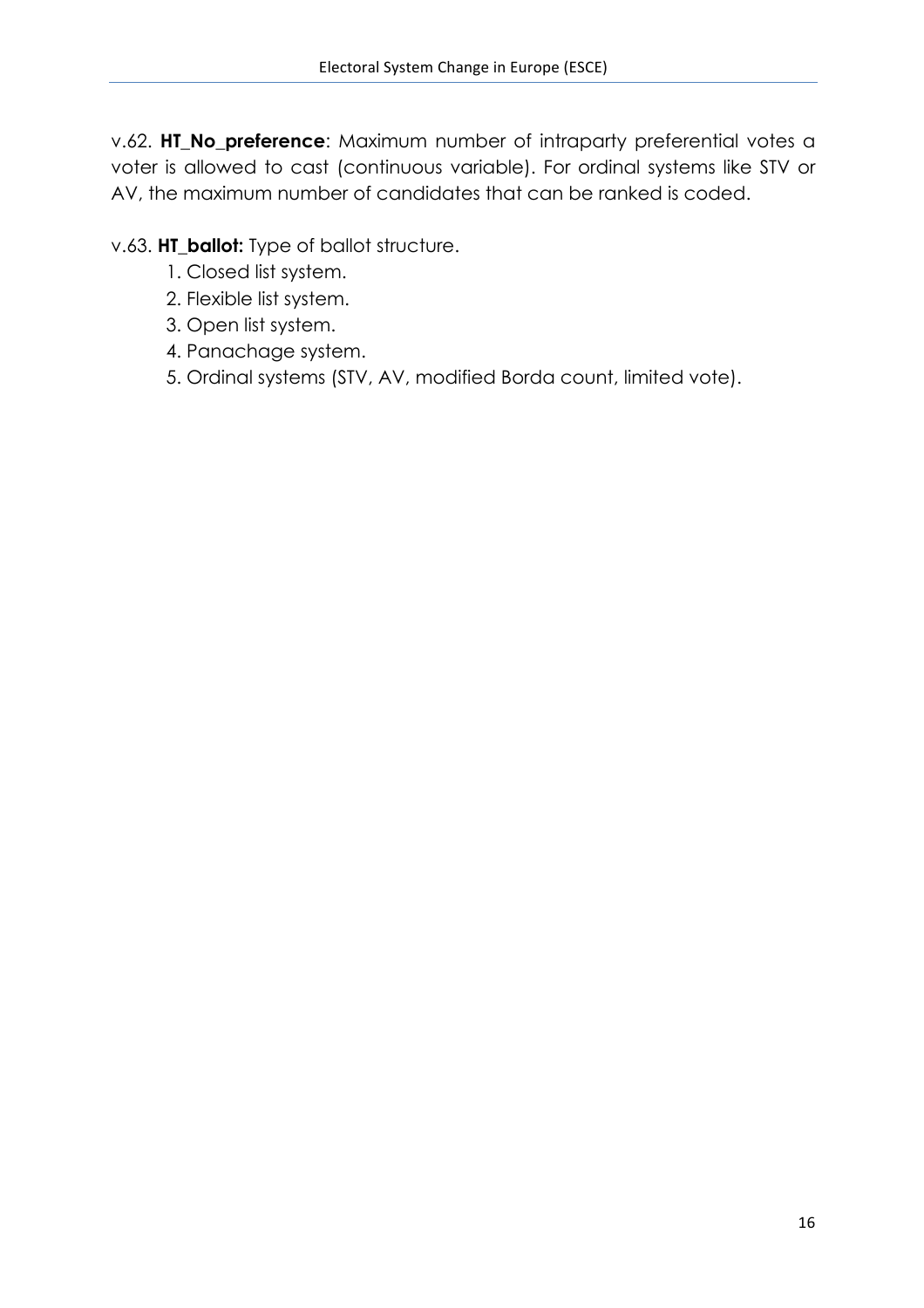v.62. **HT_No_preference**: Maximum number of intraparty preferential votes a voter is allowed to cast (continuous variable). For ordinal systems like STV or AV, the maximum number of candidates that can be ranked is coded.

v.63. **HT_ballot:** Type of ballot structure.

1. Closed list system.
2. Flexible list system.
3. Open list system.
4. Panachage system.
5. Ordinal systems (STV, AV, modified Borda count, limited vote).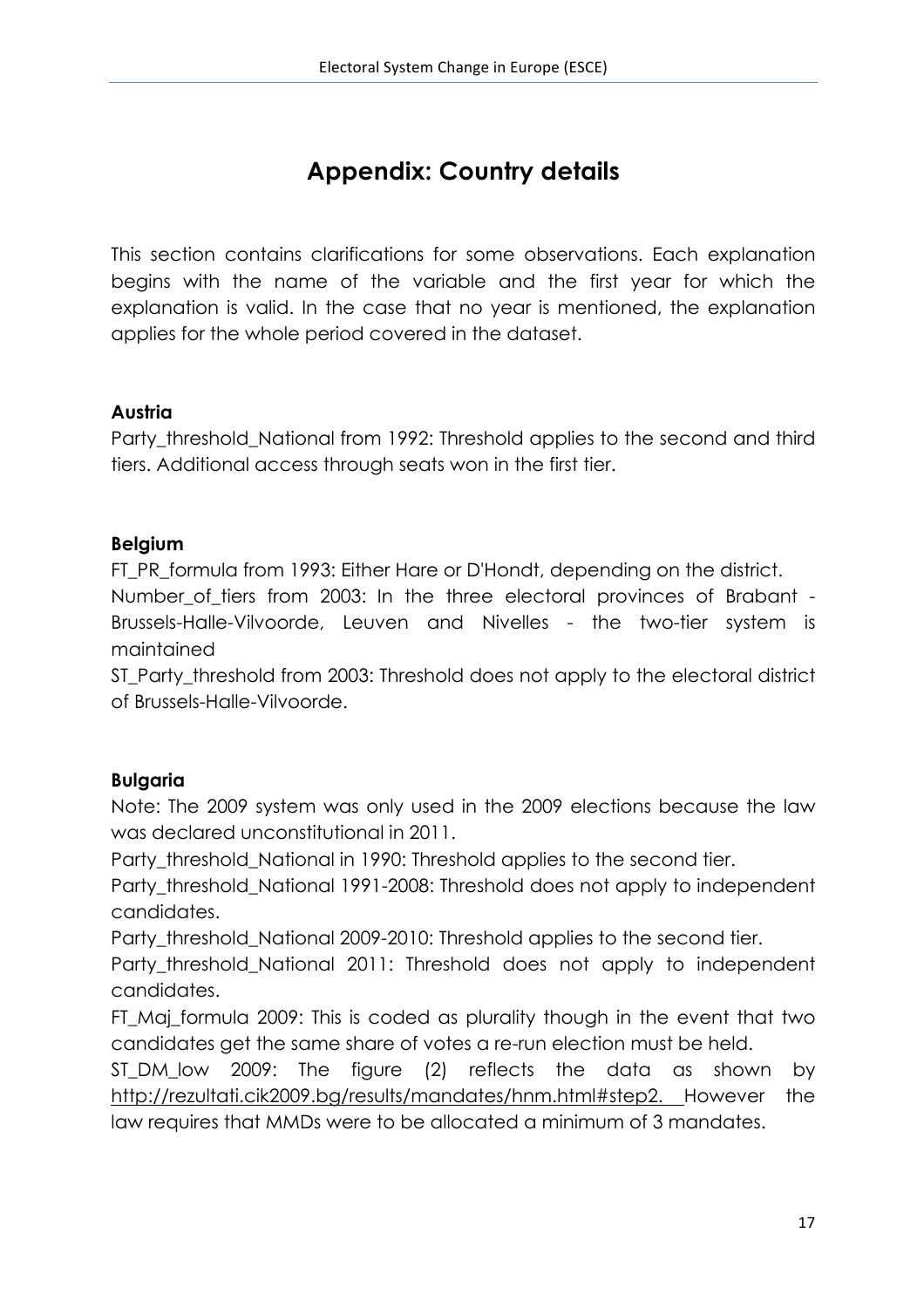# Appendix: Country details

This section contains clarifications for some observations. Each explanation begins with the name of the variable and the first year for which the explanation is valid. In the case that no year is mentioned, the explanation applies for the whole period covered in the dataset.

**Austria**

Party_threshold_National from 1992: Threshold applies to the second and third tiers. Additional access through seats won in the first tier.

**Belgium**

FT_PR_formula from 1993: Either Hare or D'Hondt, depending on the district.

Number_of_tiers from 2003: In the three electoral provinces of Brabant - Brussels-Halle-Vilvoorde, Leuven and Nivelles - the two-tier system is maintained

ST_Party_threshold from 2003: Threshold does not apply to the electoral district of Brussels-Halle-Vilvoorde.

**Bulgaria**

Note: The 2009 system was only used in the 2009 elections because the law was declared unconstitutional in 2011.

Party_threshold_National in 1990: Threshold applies to the second tier.

Party_threshold_National 1991-2008: Threshold does not apply to independent candidates.

Party_threshold_National 2009-2010: Threshold applies to the second tier.

Party_threshold_National 2011: Threshold does not apply to independent candidates.

FT_Maj_formula 2009: This is coded as plurality though in the event that two candidates get the same share of votes a re-run election must be held.

ST_DM_low 2009: The figure (2) reflects the data as shown by http://rezultati.cik2009.bg/results/mandates/hnm.html#step2. However the law requires that MMDs were to be allocated a minimum of 3 mandates.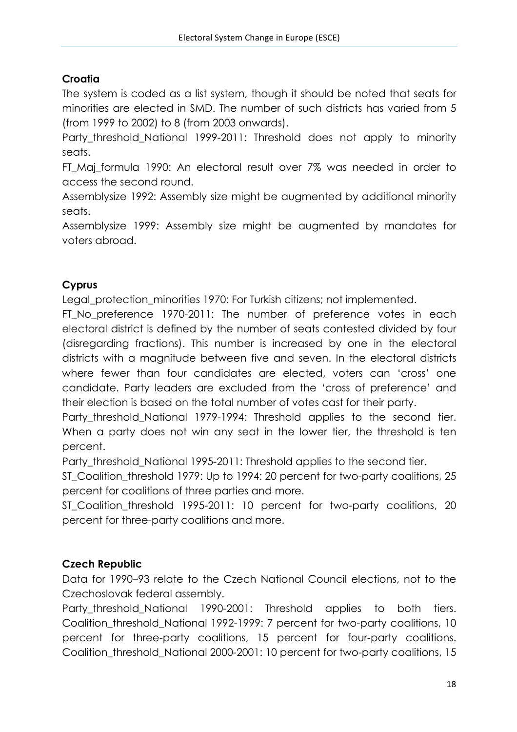**Croatia**

The system is coded as a list system, though it should be noted that seats for minorities are elected in SMD. The number of such districts has varied from 5 (from 1999 to 2002) to 8 (from 2003 onwards).

Party_threshold_National 1999-2011: Threshold does not apply to minority seats.

FT_Maj_formula 1990: An electoral result over 7% was needed in order to access the second round.

Assemblysize 1992: Assembly size might be augmented by additional minority seats.

Assemblysize 1999: Assembly size might be augmented by mandates for voters abroad.

**Cyprus**

Legal_protection_minorities 1970: For Turkish citizens; not implemented.

FT_No_preference 1970-2011: The number of preference votes in each electoral district is defined by the number of seats contested divided by four (disregarding fractions). This number is increased by one in the electoral districts with a magnitude between five and seven. In the electoral districts where fewer than four candidates are elected, voters can 'cross' one candidate. Party leaders are excluded from the 'cross of preference' and their election is based on the total number of votes cast for their party.

Party_threshold_National 1979-1994: Threshold applies to the second tier. When a party does not win any seat in the lower tier, the threshold is ten percent.

Party_threshold_National 1995-2011: Threshold applies to the second tier.

ST_Coalition_threshold 1979: Up to 1994: 20 percent for two-party coalitions, 25 percent for coalitions of three parties and more.

ST_Coalition_threshold 1995-2011: 10 percent for two-party coalitions, 20 percent for three-party coalitions and more.

**Czech Republic**

Data for 1990–93 relate to the Czech National Council elections, not to the Czechoslovak federal assembly.

Party_threshold_National 1990-2001: Threshold applies to both tiers. Coalition_threshold_National 1992-1999: 7 percent for two-party coalitions, 10 percent for three-party coalitions, 15 percent for four-party coalitions. Coalition_threshold_National 2000-2001: 10 percent for two-party coalitions, 15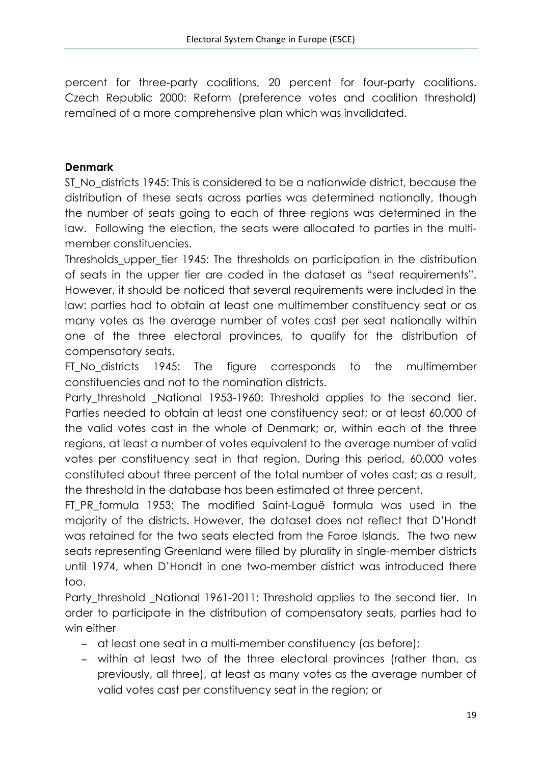percent for three-party coalitions, 20 percent for four-party coalitions. Czech Republic 2000: Reform (preference votes and coalition threshold) remained of a more comprehensive plan which was invalidated.

**Denmark**

ST_No_districts 1945: This is considered to be a nationwide district, because the distribution of these seats across parties was determined nationally, though the number of seats going to each of three regions was determined in the law. Following the election, the seats were allocated to parties in the multi-member constituencies.

Thresholds_upper_tier 1945: The thresholds on participation in the distribution of seats in the upper tier are coded in the dataset as "seat requirements". However, it should be noticed that several requirements were included in the law: parties had to obtain at least one multimember constituency seat or as many votes as the average number of votes cast per seat nationally within one of the three electoral provinces, to qualify for the distribution of compensatory seats.

FT_No_districts 1945: The figure corresponds to the multimember constituencies and not to the nomination districts.

Party_threshold _National 1953-1960: Threshold applies to the second tier. Parties needed to obtain at least one constituency seat; or at least 60,000 of the valid votes cast in the whole of Denmark; or, within each of the three regions, at least a number of votes equivalent to the average number of valid votes per constituency seat in that region. During this period, 60,000 votes constituted about three percent of the total number of votes cast; as a result, the threshold in the database has been estimated at three percent.

FT_PR_formula 1953: The modified Saint-Laguë formula was used in the majority of the districts. However, the dataset does not reflect that D'Hondt was retained for the two seats elected from the Faroe Islands. The two new seats representing Greenland were filled by plurality in single-member districts until 1974, when D'Hondt in one two-member district was introduced there too.

Party_threshold _National 1961-2011: Threshold applies to the second tier. In order to participate in the distribution of compensatory seats, parties had to win either

- at least one seat in a multi-member constituency (as before);
- within at least two of the three electoral provinces (rather than, as previously, all three), at least as many votes as the average number of valid votes cast per constituency seat in the region; or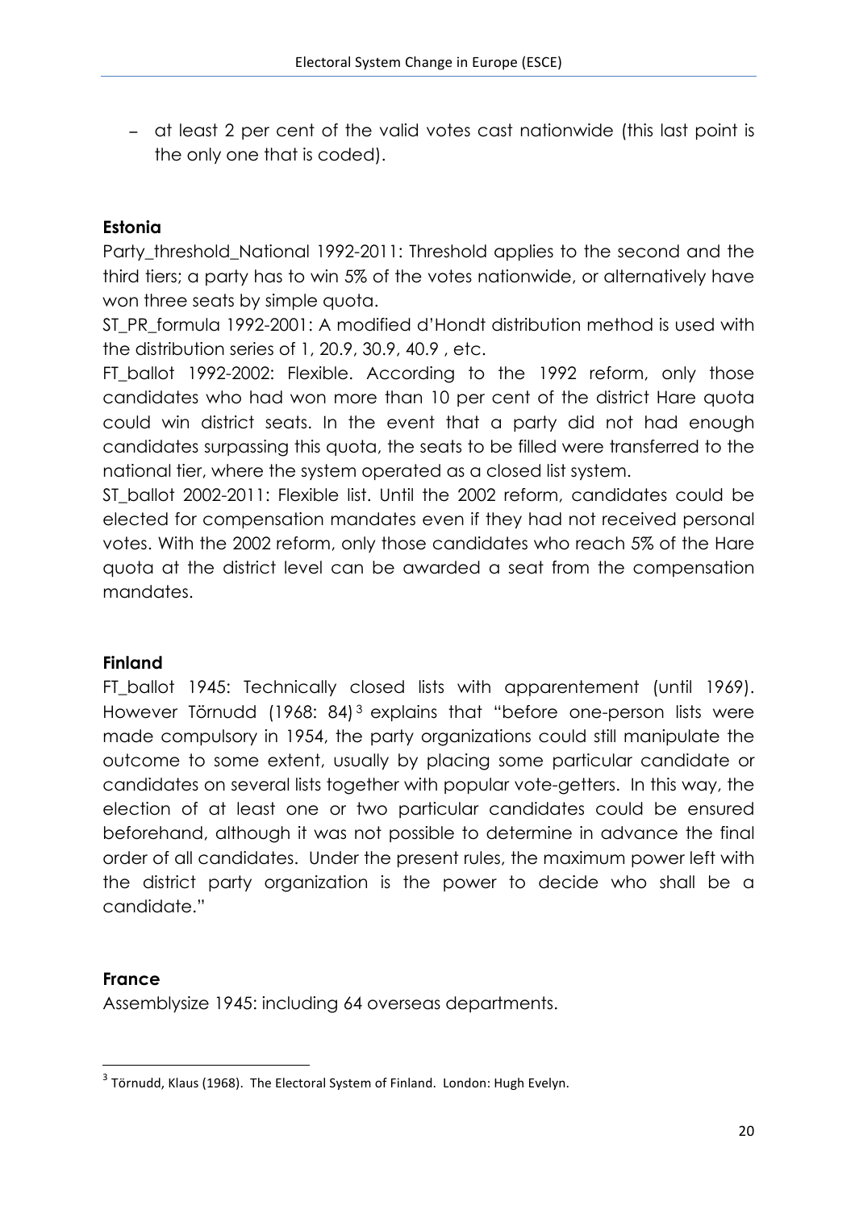- at least 2 per cent of the valid votes cast nationwide (this last point is the only one that is coded).

**Estonia**

Party_threshold_National 1992-2011: Threshold applies to the second and the third tiers; a party has to win 5% of the votes nationwide, or alternatively have won three seats by simple quota.

ST_PR_formula 1992-2001: A modified d'Hondt distribution method is used with the distribution series of 1, 20.9, 30.9, 40.9 , etc.

FT_ballot 1992-2002: Flexible. According to the 1992 reform, only those candidates who had won more than 10 per cent of the district Hare quota could win district seats. In the event that a party did not had enough candidates surpassing this quota, the seats to be filled were transferred to the national tier, where the system operated as a closed list system.

ST_ballot 2002-2011: Flexible list. Until the 2002 reform, candidates could be elected for compensation mandates even if they had not received personal votes. With the 2002 reform, only those candidates who reach 5% of the Hare quota at the district level can be awarded a seat from the compensation mandates.

**Finland**

FT_ballot 1945: Technically closed lists with apparentement (until 1969). However Törnudd (1968: 84)[3] explains that "before one-person lists were made compulsory in 1954, the party organizations could still manipulate the outcome to some extent, usually by placing some particular candidate or candidates on several lists together with popular vote-getters. In this way, the election of at least one or two particular candidates could be ensured beforehand, although it was not possible to determine in advance the final order of all candidates. Under the present rules, the maximum power left with the district party organization is the power to decide who shall be a candidate."

**France**

Assemblysize 1945: including 64 overseas departments.

[3] Törnudd, Klaus (1968). The Electoral System of Finland. London: Hugh Evelyn.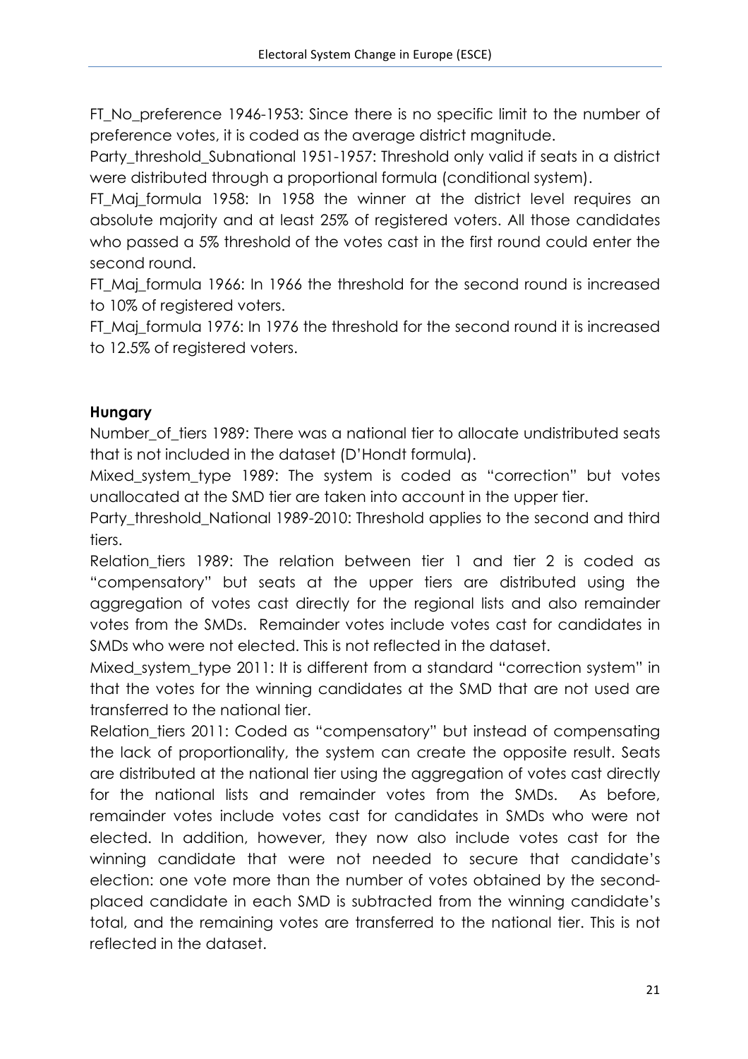FT_No_preference 1946-1953: Since there is no specific limit to the number of preference votes, it is coded as the average district magnitude.

Party_threshold_Subnational 1951-1957: Threshold only valid if seats in a district were distributed through a proportional formula (conditional system).

FT_Maj_formula 1958: In 1958 the winner at the district level requires an absolute majority and at least 25% of registered voters. All those candidates who passed a 5% threshold of the votes cast in the first round could enter the second round.

FT_Maj_formula 1966: In 1966 the threshold for the second round is increased to 10% of registered voters.

FT_Maj_formula 1976: In 1976 the threshold for the second round it is increased to 12.5% of registered voters.

**Hungary**

Number_of_tiers 1989: There was a national tier to allocate undistributed seats that is not included in the dataset (D'Hondt formula).

Mixed_system_type 1989: The system is coded as "correction" but votes unallocated at the SMD tier are taken into account in the upper tier.

Party_threshold_National 1989-2010: Threshold applies to the second and third tiers.

Relation_tiers 1989: The relation between tier 1 and tier 2 is coded as "compensatory" but seats at the upper tiers are distributed using the aggregation of votes cast directly for the regional lists and also remainder votes from the SMDs. Remainder votes include votes cast for candidates in SMDs who were not elected. This is not reflected in the dataset.

Mixed_system_type 2011: It is different from a standard "correction system" in that the votes for the winning candidates at the SMD that are not used are transferred to the national tier.

Relation_tiers 2011: Coded as "compensatory" but instead of compensating the lack of proportionality, the system can create the opposite result. Seats are distributed at the national tier using the aggregation of votes cast directly for the national lists and remainder votes from the SMDs. As before, remainder votes include votes cast for candidates in SMDs who were not elected. In addition, however, they now also include votes cast for the winning candidate that were not needed to secure that candidate's election: one vote more than the number of votes obtained by the second-placed candidate in each SMD is subtracted from the winning candidate's total, and the remaining votes are transferred to the national tier. This is not reflected in the dataset.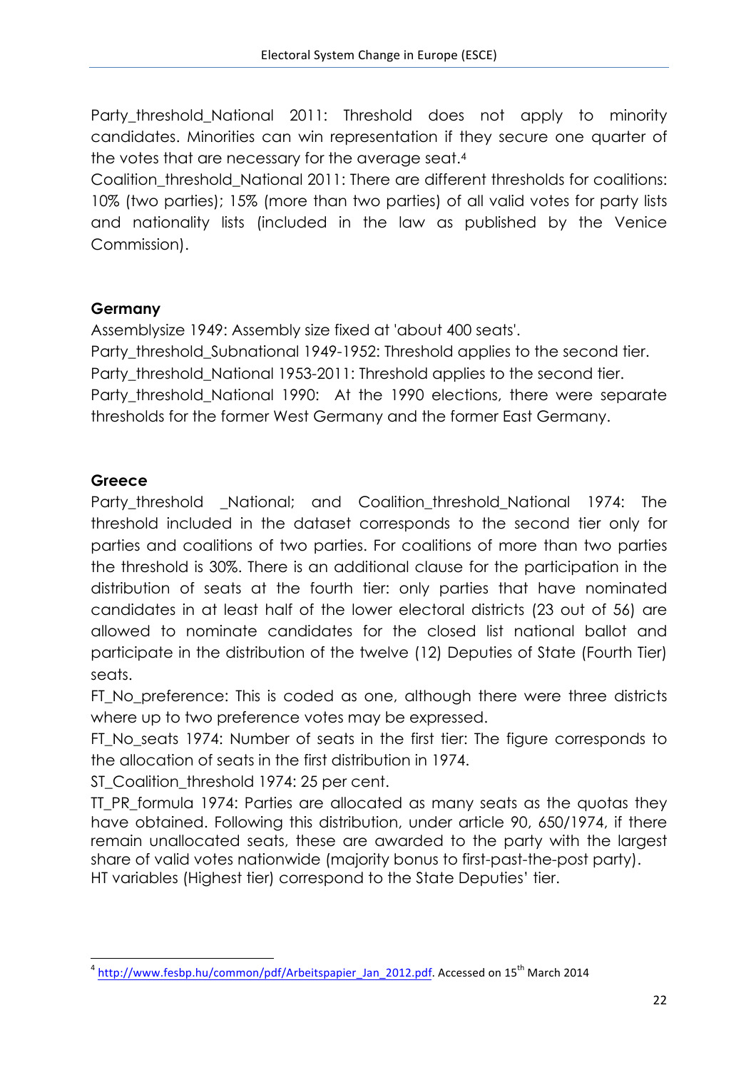Party_threshold_National 2011: Threshold does not apply to minority candidates. Minorities can win representation if they secure one quarter of the votes that are necessary for the average seat.[4]

Coalition_threshold_National 2011: There are different thresholds for coalitions: 10% (two parties); 15% (more than two parties) of all valid votes for party lists and nationality lists (included in the law as published by the Venice Commission).

**Germany**

Assemblysize 1949: Assembly size fixed at 'about 400 seats'.

Party_threshold_Subnational 1949-1952: Threshold applies to the second tier.

Party_threshold_National 1953-2011: Threshold applies to the second tier.

Party_threshold_National 1990: At the 1990 elections, there were separate thresholds for the former West Germany and the former East Germany.

**Greece**

Party_threshold _National; and Coalition_threshold_National 1974: The threshold included in the dataset corresponds to the second tier only for parties and coalitions of two parties. For coalitions of more than two parties the threshold is 30%. There is an additional clause for the participation in the distribution of seats at the fourth tier: only parties that have nominated candidates in at least half of the lower electoral districts (23 out of 56) are allowed to nominate candidates for the closed list national ballot and participate in the distribution of the twelve (12) Deputies of State (Fourth Tier) seats.

FT_No_preference: This is coded as one, although there were three districts where up to two preference votes may be expressed.

FT_No_seats 1974: Number of seats in the first tier: The figure corresponds to the allocation of seats in the first distribution in 1974.

ST_Coalition_threshold 1974: 25 per cent.

TT_PR_formula 1974: Parties are allocated as many seats as the quotas they have obtained. Following this distribution, under article 90, 650/1974, if there remain unallocated seats, these are awarded to the party with the largest share of valid votes nationwide (majority bonus to first-past-the-post party).

HT variables (Highest tier) correspond to the State Deputies' tier.

[4] http://www.fesbp.hu/common/pdf/Arbeitspapier_Jan_2012.pdf. Accessed on 15th March 2014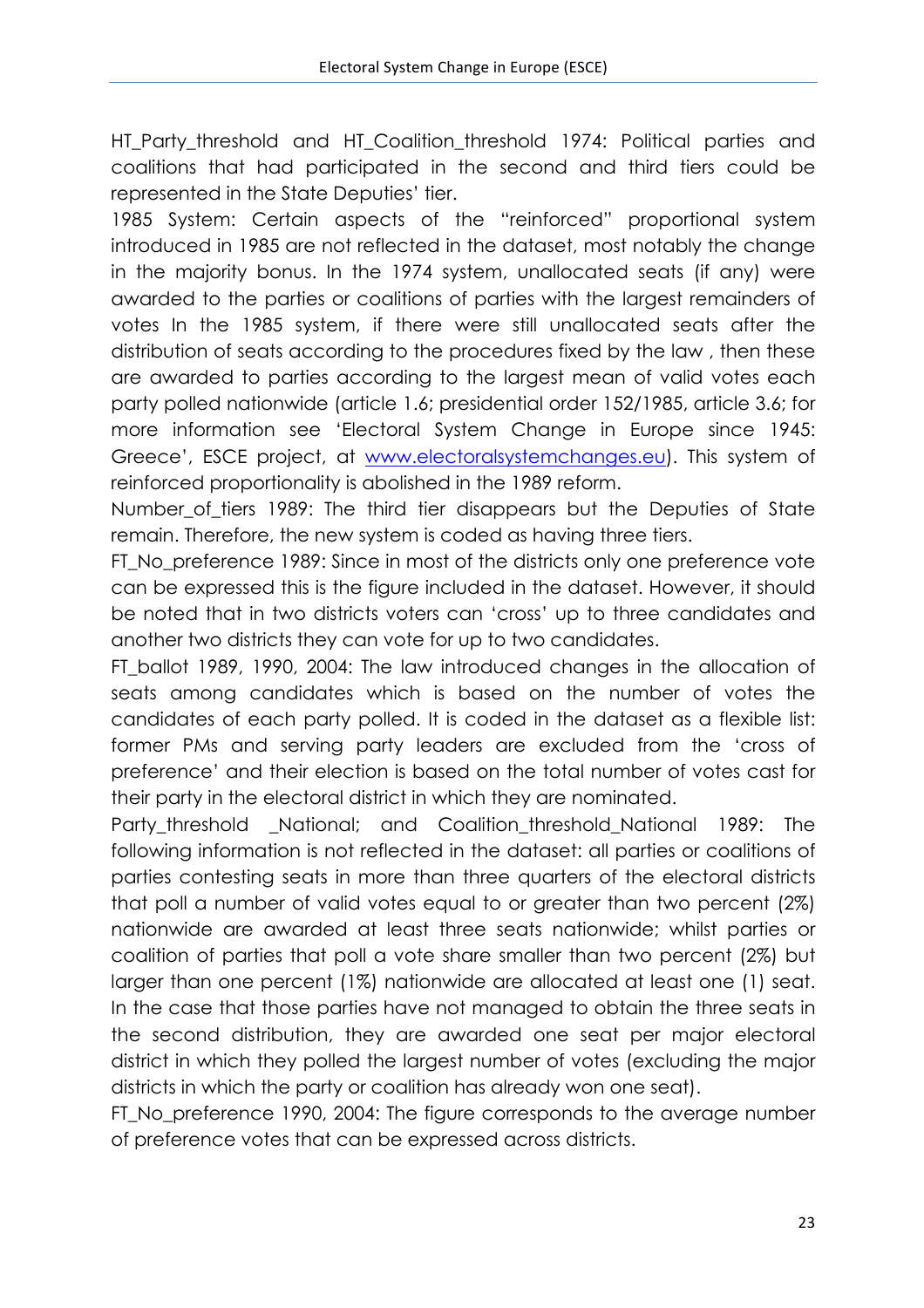HT_Party_threshold and HT_Coalition_threshold 1974: Political parties and coalitions that had participated in the second and third tiers could be represented in the State Deputies' tier.

1985 System: Certain aspects of the "reinforced" proportional system introduced in 1985 are not reflected in the dataset, most notably the change in the majority bonus. In the 1974 system, unallocated seats (if any) were awarded to the parties or coalitions of parties with the largest remainders of votes In the 1985 system, if there were still unallocated seats after the distribution of seats according to the procedures fixed by the law , then these are awarded to parties according to the largest mean of valid votes each party polled nationwide (article 1.6; presidential order 152/1985, article 3.6; for more information see 'Electoral System Change in Europe since 1945: Greece', ESCE project, at [www.electoralsystemchanges.eu](www.electoralsystemchanges.eu)). This system of reinforced proportionality is abolished in the 1989 reform.

Number_of_tiers 1989: The third tier disappears but the Deputies of State remain. Therefore, the new system is coded as having three tiers.

FT_No_preference 1989: Since in most of the districts only one preference vote can be expressed this is the figure included in the dataset. However, it should be noted that in two districts voters can 'cross' up to three candidates and another two districts they can vote for up to two candidates.

FT_ballot 1989, 1990, 2004: The law introduced changes in the allocation of seats among candidates which is based on the number of votes the candidates of each party polled. It is coded in the dataset as a flexible list: former PMs and serving party leaders are excluded from the 'cross of preference' and their election is based on the total number of votes cast for their party in the electoral district in which they are nominated.

Party_threshold _National; and Coalition_threshold_National 1989: The following information is not reflected in the dataset: all parties or coalitions of parties contesting seats in more than three quarters of the electoral districts that poll a number of valid votes equal to or greater than two percent (2%) nationwide are awarded at least three seats nationwide; whilst parties or coalition of parties that poll a vote share smaller than two percent (2%) but larger than one percent (1%) nationwide are allocated at least one (1) seat. In the case that those parties have not managed to obtain the three seats in the second distribution, they are awarded one seat per major electoral district in which they polled the largest number of votes (excluding the major districts in which the party or coalition has already won one seat).

FT_No_preference 1990, 2004: The figure corresponds to the average number of preference votes that can be expressed across districts.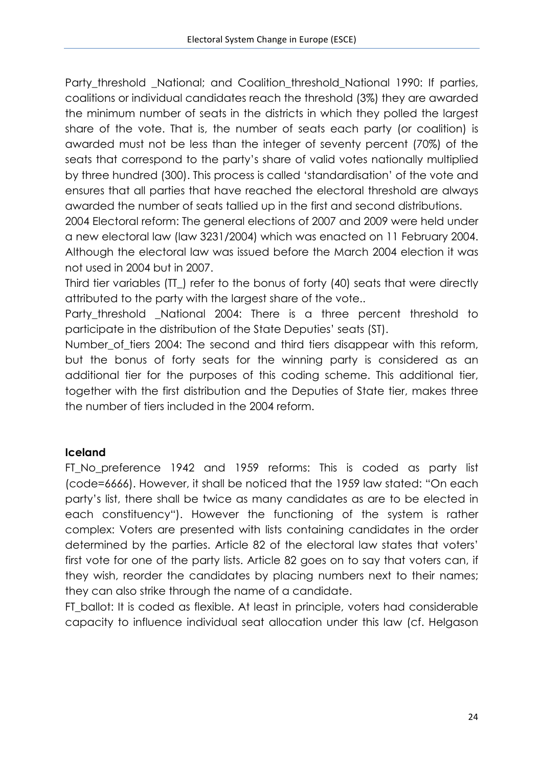Party_threshold _National; and Coalition_threshold_National 1990: If parties, coalitions or individual candidates reach the threshold (3%) they are awarded the minimum number of seats in the districts in which they polled the largest share of the vote. That is, the number of seats each party (or coalition) is awarded must not be less than the integer of seventy percent (70%) of the seats that correspond to the party's share of valid votes nationally multiplied by three hundred (300). This process is called 'standardisation' of the vote and ensures that all parties that have reached the electoral threshold are always awarded the number of seats tallied up in the first and second distributions.

2004 Electoral reform: The general elections of 2007 and 2009 were held under a new electoral law (law 3231/2004) which was enacted on 11 February 2004. Although the electoral law was issued before the March 2004 election it was not used in 2004 but in 2007.

Third tier variables (TT_) refer to the bonus of forty (40) seats that were directly attributed to the party with the largest share of the vote..

Party_threshold _National 2004: There is a three percent threshold to participate in the distribution of the State Deputies' seats (ST).

Number_of_tiers 2004: The second and third tiers disappear with this reform, but the bonus of forty seats for the winning party is considered as an additional tier for the purposes of this coding scheme. This additional tier, together with the first distribution and the Deputies of State tier, makes three the number of tiers included in the 2004 reform.

**Iceland**

FT_No_preference 1942 and 1959 reforms: This is coded as party list (code=6666). However, it shall be noticed that the 1959 law stated: "On each party's list, there shall be twice as many candidates as are to be elected in each constituency"). However the functioning of the system is rather complex: Voters are presented with lists containing candidates in the order determined by the parties. Article 82 of the electoral law states that voters' first vote for one of the party lists. Article 82 goes on to say that voters can, if they wish, reorder the candidates by placing numbers next to their names; they can also strike through the name of a candidate.

FT_ballot: It is coded as flexible. At least in principle, voters had considerable capacity to influence individual seat allocation under this law (cf. Helgason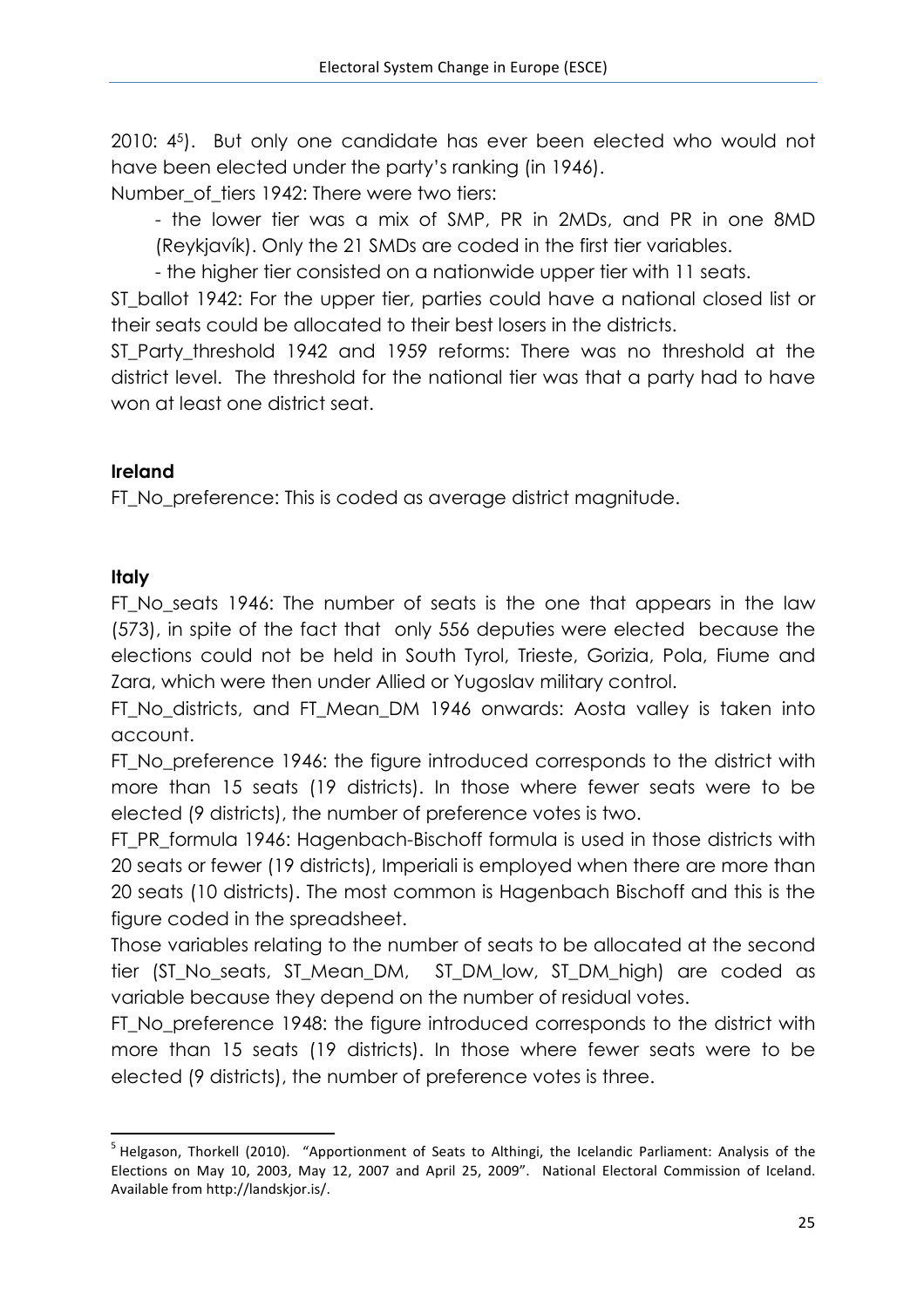2010: 4[5]). But only one candidate has ever been elected who would not have been elected under the party's ranking (in 1946).

Number_of_tiers 1942: There were two tiers:

- the lower tier was a mix of SMP, PR in 2MDs, and PR in one 8MD (Reykjavík). Only the 21 SMDs are coded in the first tier variables.
- the higher tier consisted on a nationwide upper tier with 11 seats.

ST_ballot 1942: For the upper tier, parties could have a national closed list or their seats could be allocated to their best losers in the districts.

ST_Party_threshold 1942 and 1959 reforms: There was no threshold at the district level. The threshold for the national tier was that a party had to have won at least one district seat.

**Ireland**

FT_No_preference: This is coded as average district magnitude.

**Italy**

FT_No_seats 1946: The number of seats is the one that appears in the law (573), in spite of the fact that only 556 deputies were elected because the elections could not be held in South Tyrol, Trieste, Gorizia, Pola, Fiume and Zara, which were then under Allied or Yugoslav military control.

FT_No_districts, and FT_Mean_DM 1946 onwards: Aosta valley is taken into account.

FT_No_preference 1946: the figure introduced corresponds to the district with more than 15 seats (19 districts). In those where fewer seats were to be elected (9 districts), the number of preference votes is two.

FT_PR_formula 1946: Hagenbach-Bischoff formula is used in those districts with 20 seats or fewer (19 districts), Imperiali is employed when there are more than 20 seats (10 districts). The most common is Hagenbach Bischoff and this is the figure coded in the spreadsheet.

Those variables relating to the number of seats to be allocated at the second tier (ST_No_seats, ST_Mean_DM, ST_DM_low, ST_DM_high) are coded as variable because they depend on the number of residual votes.

FT_No_preference 1948: the figure introduced corresponds to the district with more than 15 seats (19 districts). In those where fewer seats were to be elected (9 districts), the number of preference votes is three.

---

[5] Helgason, Thorkell (2010). "Apportionment of Seats to Althingi, the Icelandic Parliament: Analysis of the Elections on May 10, 2003, May 12, 2007 and April 25, 2009". National Electoral Commission of Iceland. Available from http://landskjor.is/.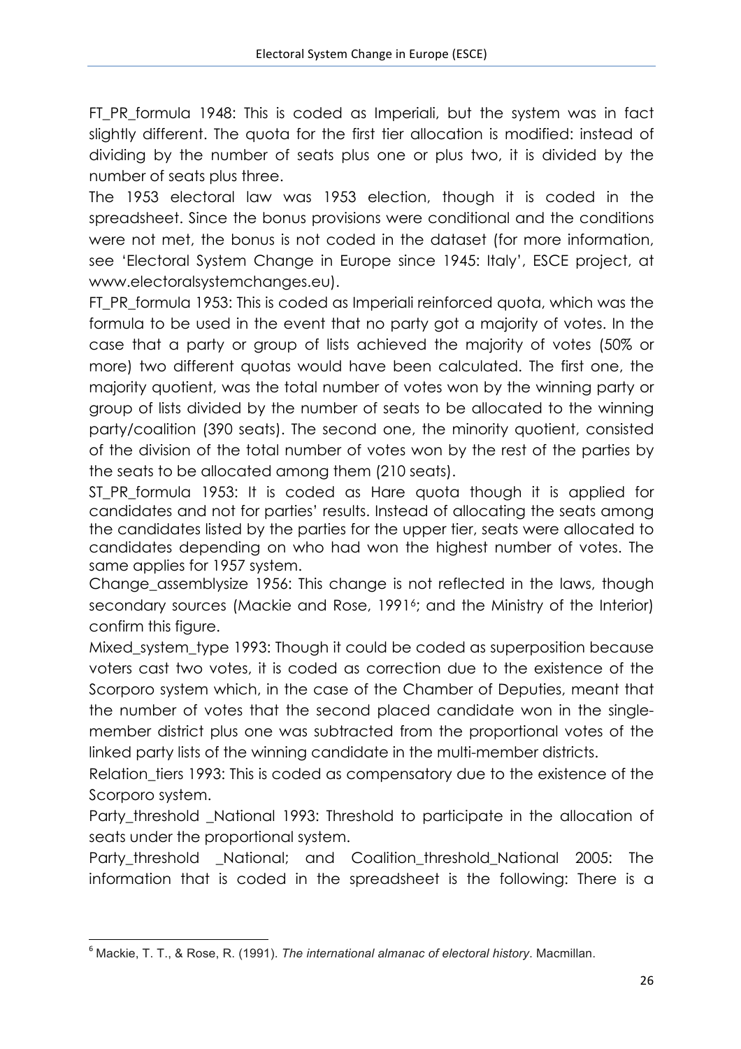FT_PR_formula 1948: This is coded as Imperiali, but the system was in fact slightly different. The quota for the first tier allocation is modified: instead of dividing by the number of seats plus one or plus two, it is divided by the number of seats plus three.

The 1953 electoral law was 1953 election, though it is coded in the spreadsheet. Since the bonus provisions were conditional and the conditions were not met, the bonus is not coded in the dataset (for more information, see 'Electoral System Change in Europe since 1945: Italy', ESCE project, at www.electoralsystemchanges.eu).

FT_PR_formula 1953: This is coded as Imperiali reinforced quota, which was the formula to be used in the event that no party got a majority of votes. In the case that a party or group of lists achieved the majority of votes (50% or more) two different quotas would have been calculated. The first one, the majority quotient, was the total number of votes won by the winning party or group of lists divided by the number of seats to be allocated to the winning party/coalition (390 seats). The second one, the minority quotient, consisted of the division of the total number of votes won by the rest of the parties by the seats to be allocated among them (210 seats).

ST_PR_formula 1953: It is coded as Hare quota though it is applied for candidates and not for parties' results. Instead of allocating the seats among the candidates listed by the parties for the upper tier, seats were allocated to candidates depending on who had won the highest number of votes. The same applies for 1957 system.

Change_assemblysize 1956: This change is not reflected in the laws, though secondary sources (Mackie and Rose, 1991[6]; and the Ministry of the Interior) confirm this figure.

Mixed_system_type 1993: Though it could be coded as superposition because voters cast two votes, it is coded as correction due to the existence of the Scorporo system which, in the case of the Chamber of Deputies, meant that the number of votes that the second placed candidate won in the single-member district plus one was subtracted from the proportional votes of the linked party lists of the winning candidate in the multi-member districts.

Relation_tiers 1993: This is coded as compensatory due to the existence of the Scorporo system.

Party_threshold _National 1993: Threshold to participate in the allocation of seats under the proportional system.

Party_threshold _National; and Coalition_threshold_National 2005: The information that is coded in the spreadsheet is the following: There is a

---

[6] Mackie, T. T., & Rose, R. (1991). *The international almanac of electoral history*. Macmillan.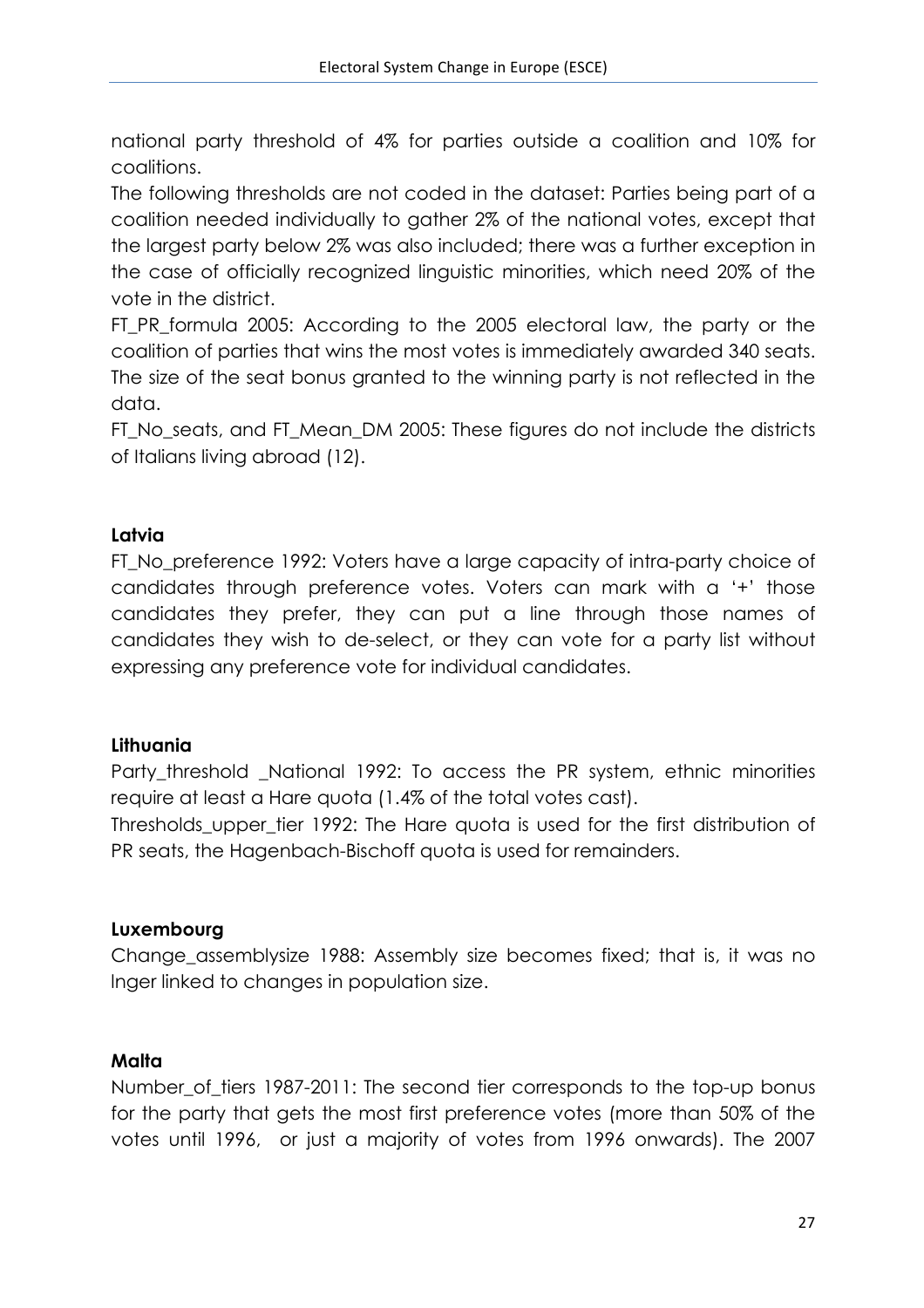national party threshold of 4% for parties outside a coalition and 10% for coalitions.

The following thresholds are not coded in the dataset: Parties being part of a coalition needed individually to gather 2% of the national votes, except that the largest party below 2% was also included; there was a further exception in the case of officially recognized linguistic minorities, which need 20% of the vote in the district.

FT_PR_formula 2005: According to the 2005 electoral law, the party or the coalition of parties that wins the most votes is immediately awarded 340 seats. The size of the seat bonus granted to the winning party is not reflected in the data.

FT_No_seats, and FT_Mean_DM 2005: These figures do not include the districts of Italians living abroad (12).

**Latvia**

FT_No_preference 1992: Voters have a large capacity of intra-party choice of candidates through preference votes. Voters can mark with a '+' those candidates they prefer, they can put a line through those names of candidates they wish to de-select, or they can vote for a party list without expressing any preference vote for individual candidates.

**Lithuania**

Party_threshold _National 1992: To access the PR system, ethnic minorities require at least a Hare quota (1.4% of the total votes cast).

Thresholds_upper_tier 1992: The Hare quota is used for the first distribution of PR seats, the Hagenbach-Bischoff quota is used for remainders.

**Luxembourg**

Change_assemblysize 1988: Assembly size becomes fixed; that is, it was no lnger linked to changes in population size.

**Malta**

Number_of_tiers 1987-2011: The second tier corresponds to the top-up bonus for the party that gets the most first preference votes (more than 50% of the votes until 1996,  or just a majority of votes from 1996 onwards). The 2007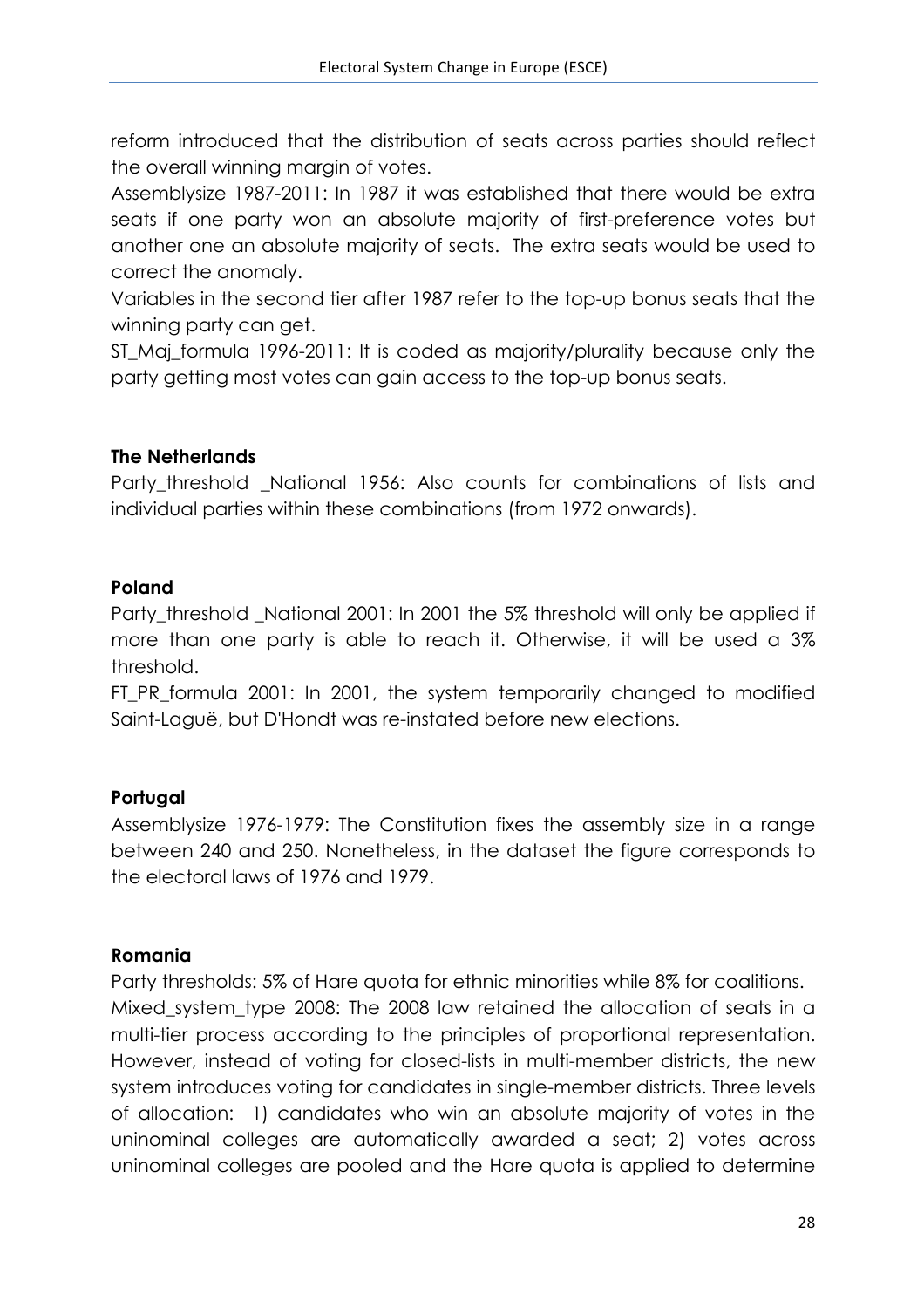reform introduced that the distribution of seats across parties should reflect the overall winning margin of votes.

Assemblysize 1987-2011: In 1987 it was established that there would be extra seats if one party won an absolute majority of first-preference votes but another one an absolute majority of seats. The extra seats would be used to correct the anomaly.

Variables in the second tier after 1987 refer to the top-up bonus seats that the winning party can get.

ST_Maj_formula 1996-2011: It is coded as majority/plurality because only the party getting most votes can gain access to the top-up bonus seats.

**The Netherlands**

Party_threshold _National 1956: Also counts for combinations of lists and individual parties within these combinations (from 1972 onwards).

**Poland**

Party_threshold _National 2001: In 2001 the 5% threshold will only be applied if more than one party is able to reach it. Otherwise, it will be used a 3% threshold.

FT_PR_formula 2001: In 2001, the system temporarily changed to modified Saint-Laguë, but D'Hondt was re-instated before new elections.

**Portugal**

Assemblysize 1976-1979: The Constitution fixes the assembly size in a range between 240 and 250. Nonetheless, in the dataset the figure corresponds to the electoral laws of 1976 and 1979.

**Romania**

Party thresholds: 5% of Hare quota for ethnic minorities while 8% for coalitions.

Mixed_system_type 2008: The 2008 law retained the allocation of seats in a multi-tier process according to the principles of proportional representation. However, instead of voting for closed-lists in multi-member districts, the new system introduces voting for candidates in single-member districts. Three levels of allocation: 1) candidates who win an absolute majority of votes in the uninominal colleges are automatically awarded a seat; 2) votes across uninominal colleges are pooled and the Hare quota is applied to determine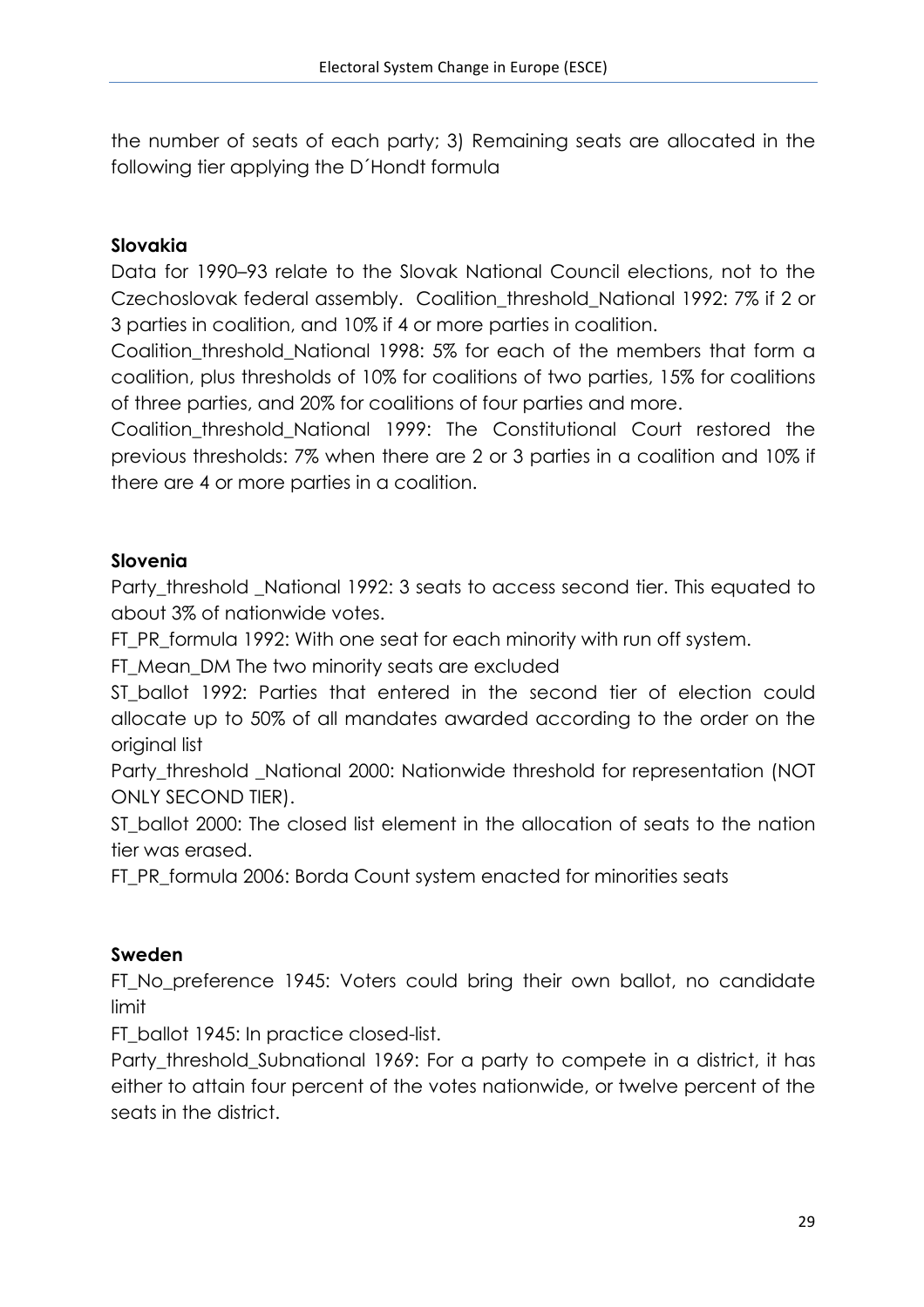the number of seats of each party; 3) Remaining seats are allocated in the following tier applying the D´Hondt formula

**Slovakia**

Data for 1990–93 relate to the Slovak National Council elections, not to the Czechoslovak federal assembly. Coalition_threshold_National 1992: 7% if 2 or 3 parties in coalition, and 10% if 4 or more parties in coalition.

Coalition_threshold_National 1998: 5% for each of the members that form a coalition, plus thresholds of 10% for coalitions of two parties, 15% for coalitions of three parties, and 20% for coalitions of four parties and more.

Coalition_threshold_National 1999: The Constitutional Court restored the previous thresholds: 7% when there are 2 or 3 parties in a coalition and 10% if there are 4 or more parties in a coalition.

**Slovenia**

Party_threshold _National 1992: 3 seats to access second tier. This equated to about 3% of nationwide votes.

FT_PR_formula 1992: With one seat for each minority with run off system.

FT_Mean_DM The two minority seats are excluded

ST_ballot 1992: Parties that entered in the second tier of election could allocate up to 50% of all mandates awarded according to the order on the original list

Party_threshold _National 2000: Nationwide threshold for representation (NOT ONLY SECOND TIER).

ST_ballot 2000: The closed list element in the allocation of seats to the nation tier was erased.

FT_PR_formula 2006: Borda Count system enacted for minorities seats

**Sweden**

FT_No_preference 1945: Voters could bring their own ballot, no candidate limit

FT_ballot 1945: In practice closed-list.

Party_threshold_Subnational 1969: For a party to compete in a district, it has either to attain four percent of the votes nationwide, or twelve percent of the seats in the district.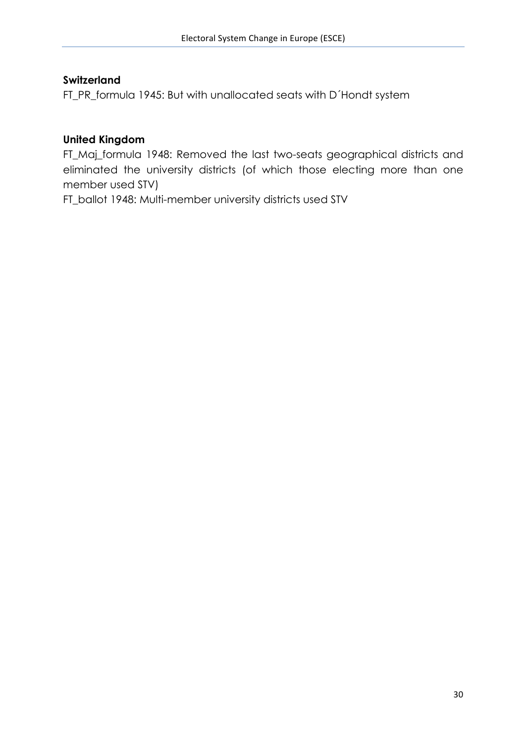**Switzerland**

FT_PR_formula 1945: But with unallocated seats with D´Hondt system

**United Kingdom**

FT_Maj_formula 1948: Removed the last two-seats geographical districts and eliminated the university districts (of which those electing more than one member used STV)

FT_ballot 1948: Multi-member university districts used STV